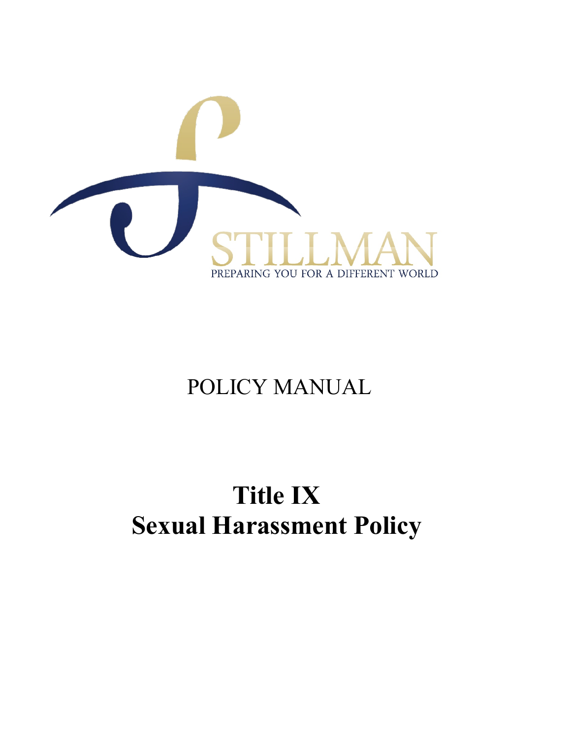STILLMAN

PREPARING YOU FOR A DIFFERENT WORLD

POLICY MANUAL

# Title IX
# Sexual Harassment Policy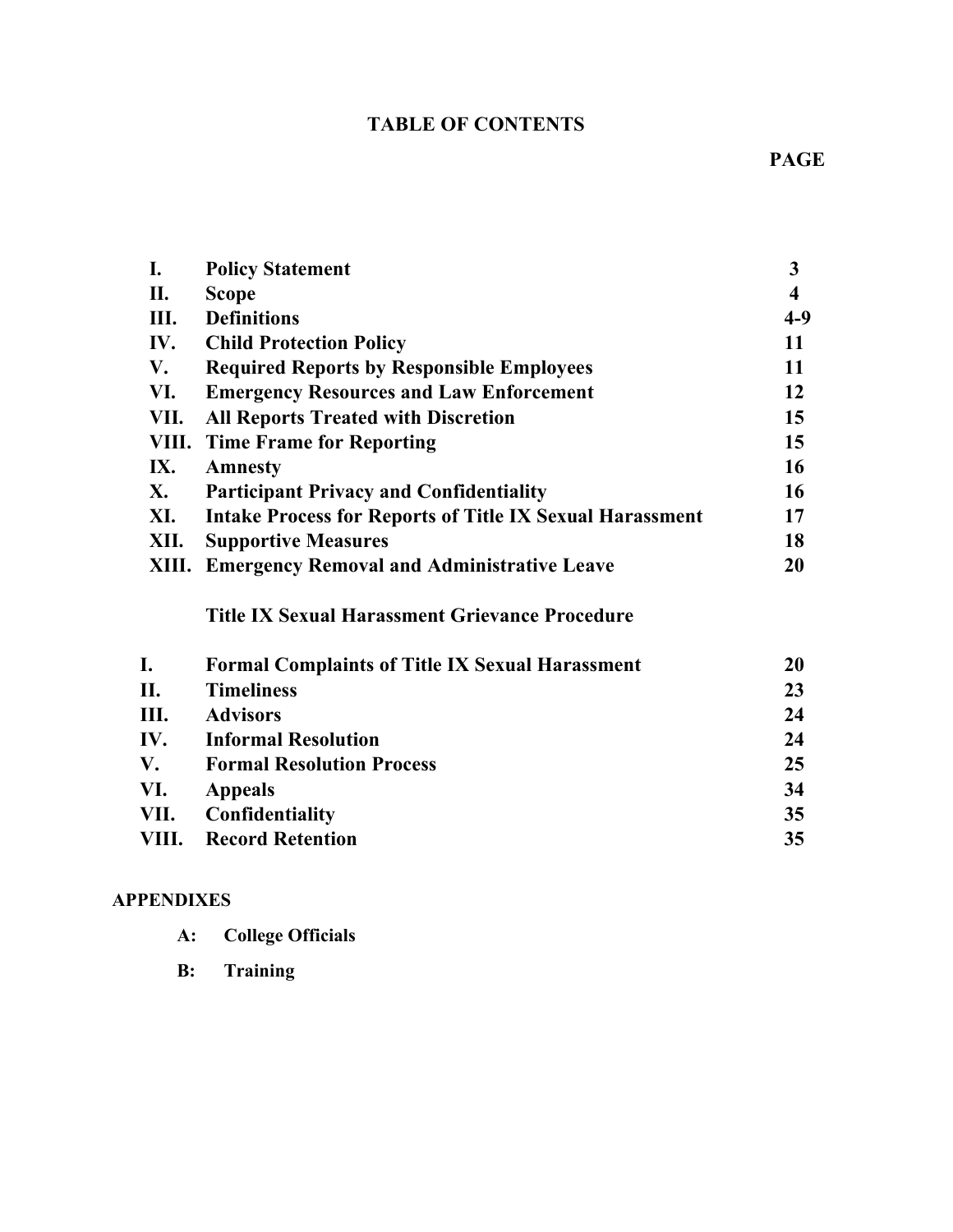# TABLE OF CONTENTS

| | | PAGE |
|---|---|---|
| **I.** | **Policy Statement** | **3** |
| **II.** | **Scope** | **4** |
| **III.** | **Definitions** | **4-9** |
| **IV.** | **Child Protection Policy** | **11** |
| **V.** | **Required Reports by Responsible Employees** | **11** |
| **VI.** | **Emergency Resources and Law Enforcement** | **12** |
| **VII.** | **All Reports Treated with Discretion** | **15** |
| **VIII.** | **Time Frame for Reporting** | **15** |
| **IX.** | **Amnesty** | **16** |
| **X.** | **Participant Privacy and Confidentiality** | **16** |
| **XI.** | **Intake Process for Reports of Title IX Sexual Harassment** | **17** |
| **XII.** | **Supportive Measures** | **18** |
| **XIII.** | **Emergency Removal and Administrative Leave** | **20** |
| | **Title IX Sexual Harassment Grievance Procedure** | |
| **I.** | **Formal Complaints of Title IX Sexual Harassment** | **20** |
| **II.** | **Timeliness** | **23** |
| **III.** | **Advisors** | **24** |
| **IV.** | **Informal Resolution** | **24** |
| **V.** | **Formal Resolution Process** | **25** |
| **VI.** | **Appeals** | **34** |
| **VII.** | **Confidentiality** | **35** |
| **VIII.** | **Record Retention** | **35** |

**APPENDIXES**

- **A: College Officials**
- **B: Training**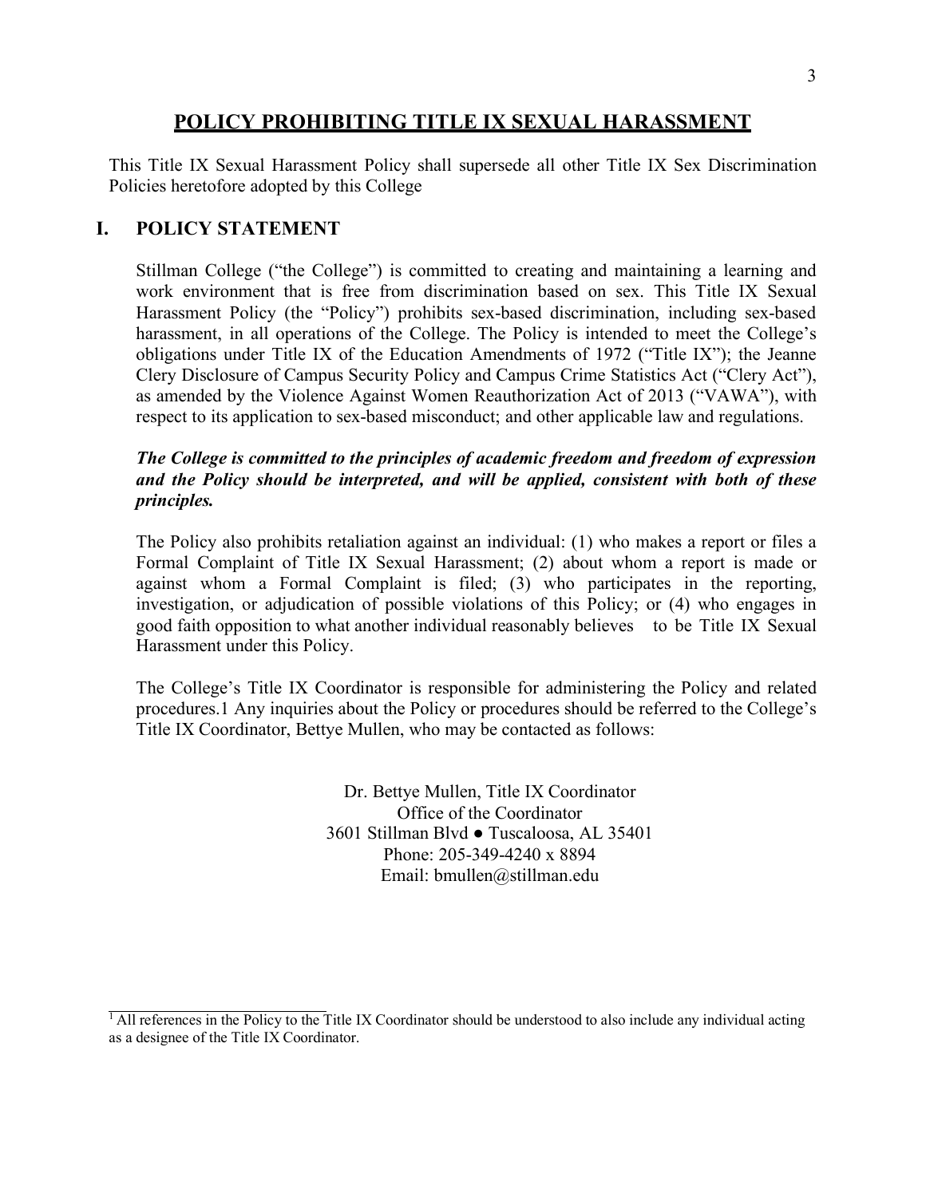# POLICY PROHIBITING TITLE IX SEXUAL HARASSMENT

This Title IX Sexual Harassment Policy shall supersede all other Title IX Sex Discrimination Policies heretofore adopted by this College

## I. POLICY STATEMENT

Stillman College ("the College") is committed to creating and maintaining a learning and work environment that is free from discrimination based on sex. This Title IX Sexual Harassment Policy (the "Policy") prohibits sex-based discrimination, including sex-based harassment, in all operations of the College. The Policy is intended to meet the College's obligations under Title IX of the Education Amendments of 1972 ("Title IX"); the Jeanne Clery Disclosure of Campus Security Policy and Campus Crime Statistics Act ("Clery Act"), as amended by the Violence Against Women Reauthorization Act of 2013 ("VAWA"), with respect to its application to sex-based misconduct; and other applicable law and regulations.

***The College is committed to the principles of academic freedom and freedom of expression and the Policy should be interpreted, and will be applied, consistent with both of these principles.***

The Policy also prohibits retaliation against an individual: (1) who makes a report or files a Formal Complaint of Title IX Sexual Harassment; (2) about whom a report is made or against whom a Formal Complaint is filed; (3) who participates in the reporting, investigation, or adjudication of possible violations of this Policy; or (4) who engages in good faith opposition to what another individual reasonably believes to be Title IX Sexual Harassment under this Policy.

The College's Title IX Coordinator is responsible for administering the Policy and related procedures.[1] Any inquiries about the Policy or procedures should be referred to the College's Title IX Coordinator, Bettye Mullen, who may be contacted as follows:

Dr. Bettye Mullen, Title IX Coordinator
Office of the Coordinator
3601 Stillman Blvd ● Tuscaloosa, AL 35401
Phone: 205-349-4240 x 8894
Email: bmullen@stillman.edu

---

[1] All references in the Policy to the Title IX Coordinator should be understood to also include any individual acting as a designee of the Title IX Coordinator.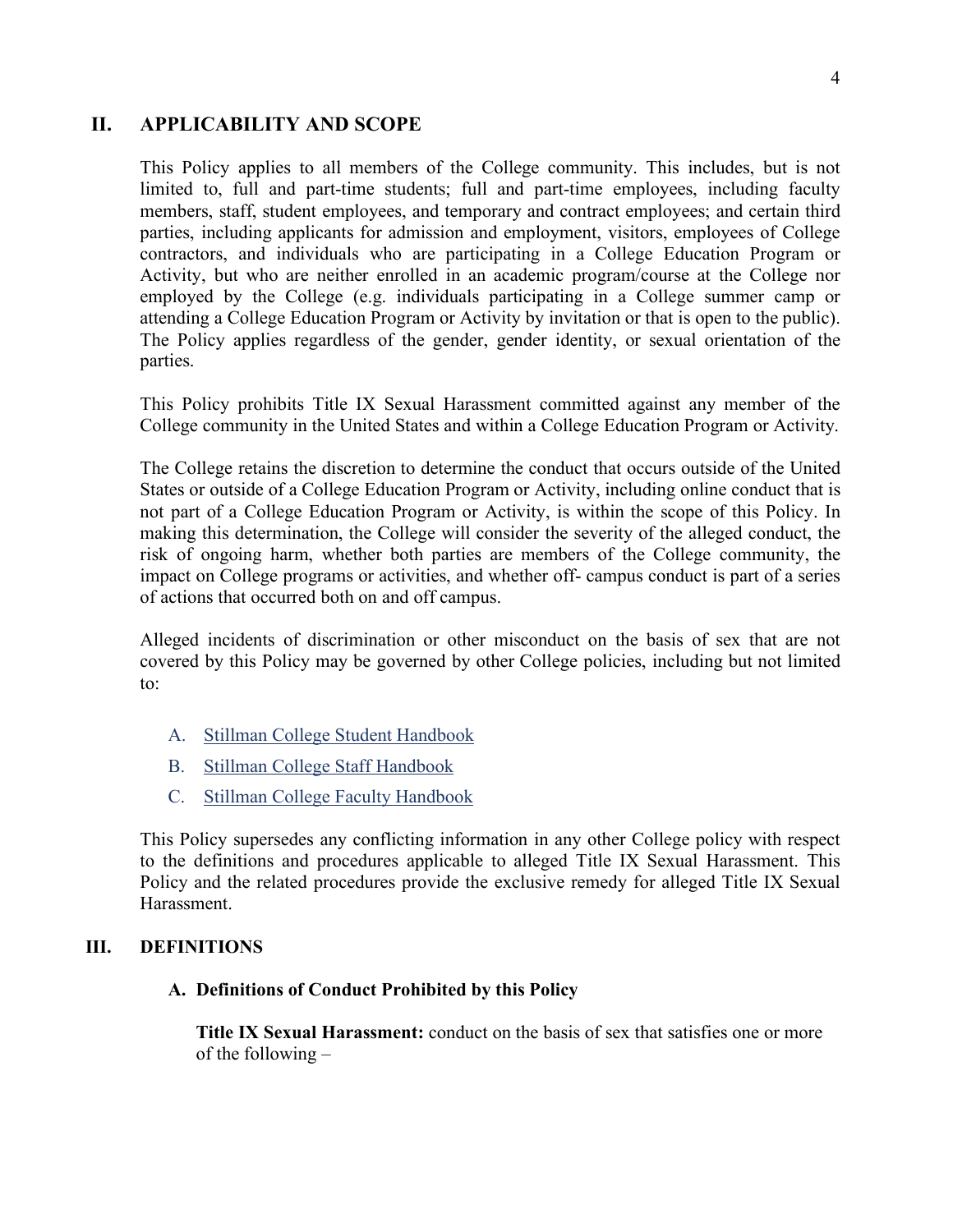## II. APPLICABILITY AND SCOPE

This Policy applies to all members of the College community. This includes, but is not limited to, full and part-time students; full and part-time employees, including faculty members, staff, student employees, and temporary and contract employees; and certain third parties, including applicants for admission and employment, visitors, employees of College contractors, and individuals who are participating in a College Education Program or Activity, but who are neither enrolled in an academic program/course at the College nor employed by the College (e.g. individuals participating in a College summer camp or attending a College Education Program or Activity by invitation or that is open to the public). The Policy applies regardless of the gender, gender identity, or sexual orientation of the parties.

This Policy prohibits Title IX Sexual Harassment committed against any member of the College community in the United States and within a College Education Program or Activity.

The College retains the discretion to determine the conduct that occurs outside of the United States or outside of a College Education Program or Activity, including online conduct that is not part of a College Education Program or Activity, is within the scope of this Policy. In making this determination, the College will consider the severity of the alleged conduct, the risk of ongoing harm, whether both parties are members of the College community, the impact on College programs or activities, and whether off- campus conduct is part of a series of actions that occurred both on and off campus.

Alleged incidents of discrimination or other misconduct on the basis of sex that are not covered by this Policy may be governed by other College policies, including but not limited to:

A. Stillman College Student Handbook
B. Stillman College Staff Handbook
C. Stillman College Faculty Handbook

This Policy supersedes any conflicting information in any other College policy with respect to the definitions and procedures applicable to alleged Title IX Sexual Harassment. This Policy and the related procedures provide the exclusive remedy for alleged Title IX Sexual Harassment.

## III. DEFINITIONS

### A. Definitions of Conduct Prohibited by this Policy

**Title IX Sexual Harassment:** conduct on the basis of sex that satisfies one or more of the following –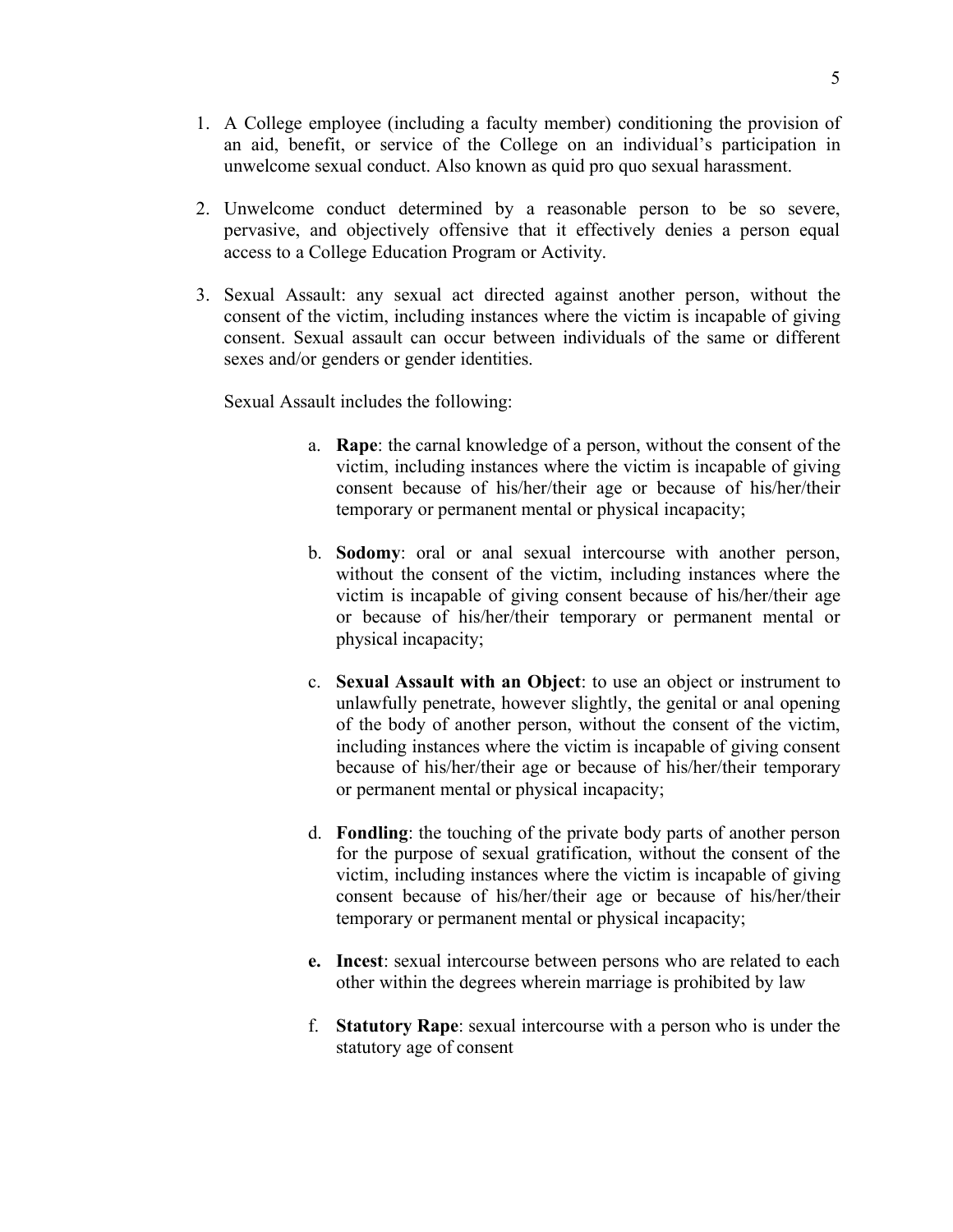1. A College employee (including a faculty member) conditioning the provision of an aid, benefit, or service of the College on an individual's participation in unwelcome sexual conduct. Also known as quid pro quo sexual harassment.

2. Unwelcome conduct determined by a reasonable person to be so severe, pervasive, and objectively offensive that it effectively denies a person equal access to a College Education Program or Activity.

3. Sexual Assault: any sexual act directed against another person, without the consent of the victim, including instances where the victim is incapable of giving consent. Sexual assault can occur between individuals of the same or different sexes and/or genders or gender identities.

   Sexual Assault includes the following:

   a. **Rape**: the carnal knowledge of a person, without the consent of the victim, including instances where the victim is incapable of giving consent because of his/her/their age or because of his/her/their temporary or permanent mental or physical incapacity;

   b. **Sodomy**: oral or anal sexual intercourse with another person, without the consent of the victim, including instances where the victim is incapable of giving consent because of his/her/their age or because of his/her/their temporary or permanent mental or physical incapacity;

   c. **Sexual Assault with an Object**: to use an object or instrument to unlawfully penetrate, however slightly, the genital or anal opening of the body of another person, without the consent of the victim, including instances where the victim is incapable of giving consent because of his/her/their age or because of his/her/their temporary or permanent mental or physical incapacity;

   d. **Fondling**: the touching of the private body parts of another person for the purpose of sexual gratification, without the consent of the victim, including instances where the victim is incapable of giving consent because of his/her/their age or because of his/her/their temporary or permanent mental or physical incapacity;

   **e.** **Incest**: sexual intercourse between persons who are related to each other within the degrees wherein marriage is prohibited by law

   f. **Statutory Rape**: sexual intercourse with a person who is under the statutory age of consent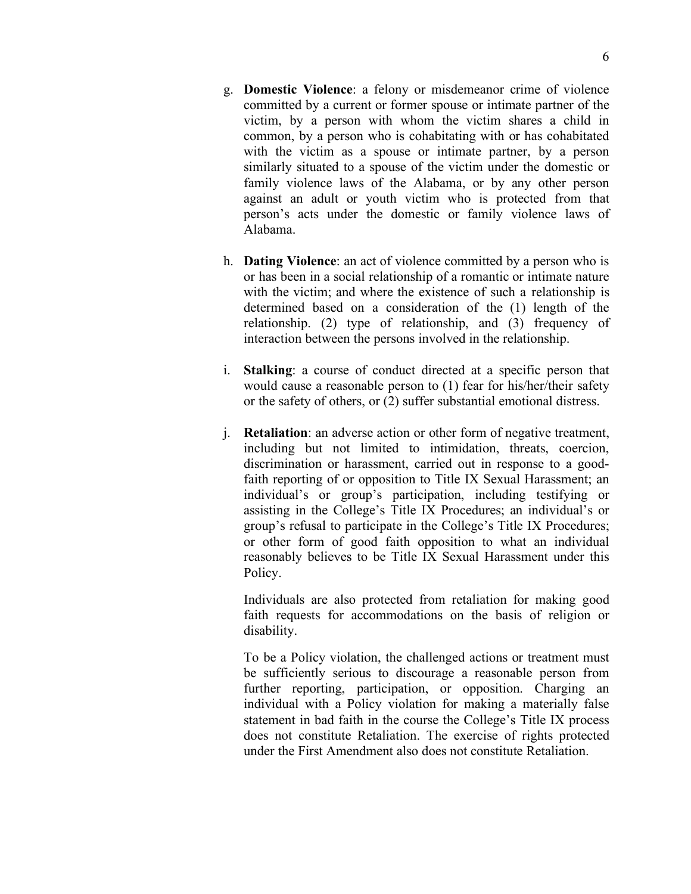g. **Domestic Violence**: a felony or misdemeanor crime of violence committed by a current or former spouse or intimate partner of the victim, by a person with whom the victim shares a child in common, by a person who is cohabitating with or has cohabitated with the victim as a spouse or intimate partner, by a person similarly situated to a spouse of the victim under the domestic or family violence laws of the Alabama, or by any other person against an adult or youth victim who is protected from that person's acts under the domestic or family violence laws of Alabama.

h. **Dating Violence**: an act of violence committed by a person who is or has been in a social relationship of a romantic or intimate nature with the victim; and where the existence of such a relationship is determined based on a consideration of the (1) length of the relationship. (2) type of relationship, and (3) frequency of interaction between the persons involved in the relationship.

i. **Stalking**: a course of conduct directed at a specific person that would cause a reasonable person to (1) fear for his/her/their safety or the safety of others, or (2) suffer substantial emotional distress.

j. **Retaliation**: an adverse action or other form of negative treatment, including but not limited to intimidation, threats, coercion, discrimination or harassment, carried out in response to a good-faith reporting of or opposition to Title IX Sexual Harassment; an individual's or group's participation, including testifying or assisting in the College's Title IX Procedures; an individual's or group's refusal to participate in the College's Title IX Procedures; or other form of good faith opposition to what an individual reasonably believes to be Title IX Sexual Harassment under this Policy.

   Individuals are also protected from retaliation for making good faith requests for accommodations on the basis of religion or disability.

   To be a Policy violation, the challenged actions or treatment must be sufficiently serious to discourage a reasonable person from further reporting, participation, or opposition. Charging an individual with a Policy violation for making a materially false statement in bad faith in the course the College's Title IX process does not constitute Retaliation. The exercise of rights protected under the First Amendment also does not constitute Retaliation.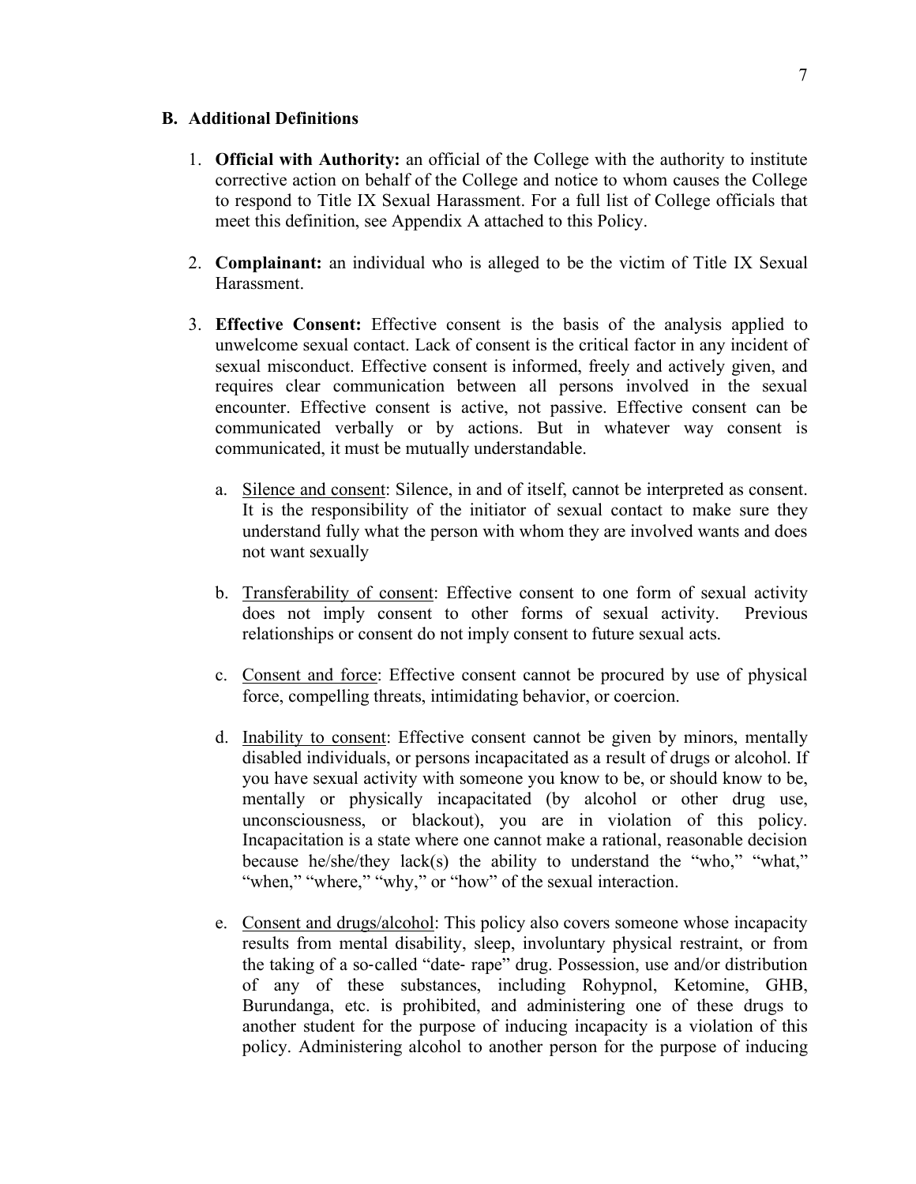### B. Additional Definitions

1. **Official with Authority:** an official of the College with the authority to institute corrective action on behalf of the College and notice to whom causes the College to respond to Title IX Sexual Harassment. For a full list of College officials that meet this definition, see Appendix A attached to this Policy.

2. **Complainant:** an individual who is alleged to be the victim of Title IX Sexual Harassment.

3. **Effective Consent:** Effective consent is the basis of the analysis applied to unwelcome sexual contact. Lack of consent is the critical factor in any incident of sexual misconduct. Effective consent is informed, freely and actively given, and requires clear communication between all persons involved in the sexual encounter. Effective consent is active, not passive. Effective consent can be communicated verbally or by actions. But in whatever way consent is communicated, it must be mutually understandable.

   a. <u>Silence and consent</u>: Silence, in and of itself, cannot be interpreted as consent. It is the responsibility of the initiator of sexual contact to make sure they understand fully what the person with whom they are involved wants and does not want sexually

   b. <u>Transferability of consent</u>: Effective consent to one form of sexual activity does not imply consent to other forms of sexual activity. Previous relationships or consent do not imply consent to future sexual acts.

   c. <u>Consent and force</u>: Effective consent cannot be procured by use of physical force, compelling threats, intimidating behavior, or coercion.

   d. <u>Inability to consent</u>: Effective consent cannot be given by minors, mentally disabled individuals, or persons incapacitated as a result of drugs or alcohol. If you have sexual activity with someone you know to be, or should know to be, mentally or physically incapacitated (by alcohol or other drug use, unconsciousness, or blackout), you are in violation of this policy. Incapacitation is a state where one cannot make a rational, reasonable decision because he/she/they lack(s) the ability to understand the "who," "what," "when," "where," "why," or "how" of the sexual interaction.

   e. <u>Consent and drugs/alcohol</u>: This policy also covers someone whose incapacity results from mental disability, sleep, involuntary physical restraint, or from the taking of a so-called "date- rape" drug. Possession, use and/or distribution of any of these substances, including Rohypnol, Ketomine, GHB, Burundanga, etc. is prohibited, and administering one of these drugs to another student for the purpose of inducing incapacity is a violation of this policy. Administering alcohol to another person for the purpose of inducing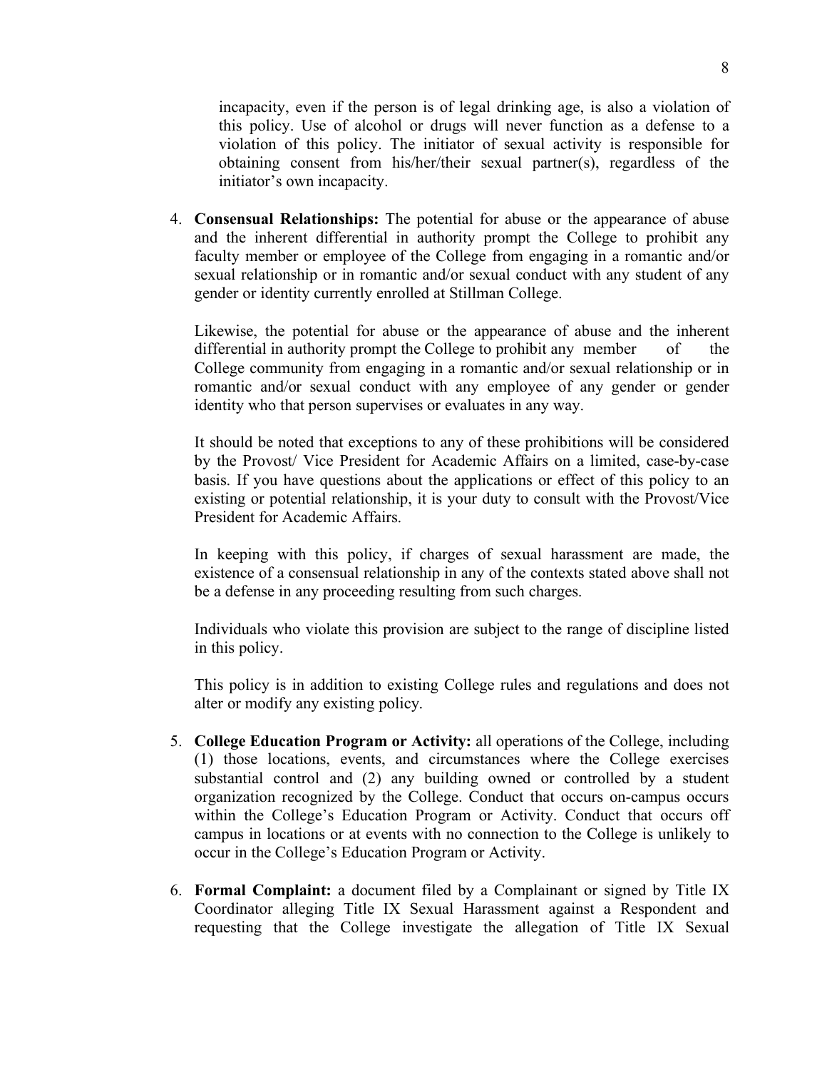incapacity, even if the person is of legal drinking age, is also a violation of this policy. Use of alcohol or drugs will never function as a defense to a violation of this policy. The initiator of sexual activity is responsible for obtaining consent from his/her/their sexual partner(s), regardless of the initiator's own incapacity.

4. **Consensual Relationships:** The potential for abuse or the appearance of abuse and the inherent differential in authority prompt the College to prohibit any faculty member or employee of the College from engaging in a romantic and/or sexual relationship or in romantic and/or sexual conduct with any student of any gender or identity currently enrolled at Stillman College.

   Likewise, the potential for abuse or the appearance of abuse and the inherent differential in authority prompt the College to prohibit any member of the College community from engaging in a romantic and/or sexual relationship or in romantic and/or sexual conduct with any employee of any gender or gender identity who that person supervises or evaluates in any way.

   It should be noted that exceptions to any of these prohibitions will be considered by the Provost/ Vice President for Academic Affairs on a limited, case-by-case basis. If you have questions about the applications or effect of this policy to an existing or potential relationship, it is your duty to consult with the Provost/Vice President for Academic Affairs.

   In keeping with this policy, if charges of sexual harassment are made, the existence of a consensual relationship in any of the contexts stated above shall not be a defense in any proceeding resulting from such charges.

   Individuals who violate this provision are subject to the range of discipline listed in this policy.

   This policy is in addition to existing College rules and regulations and does not alter or modify any existing policy.

5. **College Education Program or Activity:** all operations of the College, including (1) those locations, events, and circumstances where the College exercises substantial control and (2) any building owned or controlled by a student organization recognized by the College. Conduct that occurs on-campus occurs within the College's Education Program or Activity. Conduct that occurs off campus in locations or at events with no connection to the College is unlikely to occur in the College's Education Program or Activity.

6. **Formal Complaint:** a document filed by a Complainant or signed by Title IX Coordinator alleging Title IX Sexual Harassment against a Respondent and requesting that the College investigate the allegation of Title IX Sexual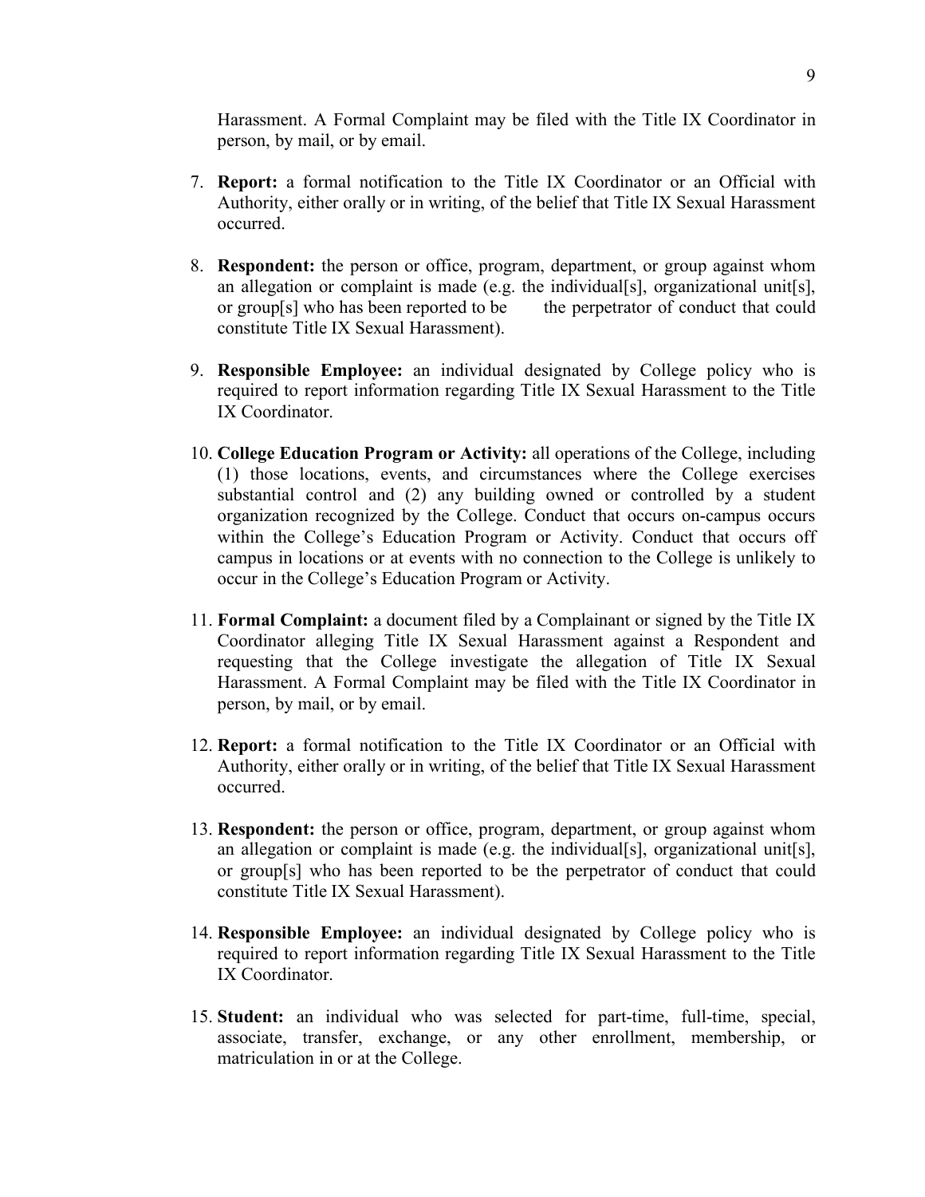Harassment. A Formal Complaint may be filed with the Title IX Coordinator in person, by mail, or by email.

7. **Report:** a formal notification to the Title IX Coordinator or an Official with Authority, either orally or in writing, of the belief that Title IX Sexual Harassment occurred.

8. **Respondent:** the person or office, program, department, or group against whom an allegation or complaint is made (e.g. the individual[s], organizational unit[s], or group[s] who has been reported to be the perpetrator of conduct that could constitute Title IX Sexual Harassment).

9. **Responsible Employee:** an individual designated by College policy who is required to report information regarding Title IX Sexual Harassment to the Title IX Coordinator.

10. **College Education Program or Activity:** all operations of the College, including (1) those locations, events, and circumstances where the College exercises substantial control and (2) any building owned or controlled by a student organization recognized by the College. Conduct that occurs on-campus occurs within the College's Education Program or Activity. Conduct that occurs off campus in locations or at events with no connection to the College is unlikely to occur in the College's Education Program or Activity.

11. **Formal Complaint:** a document filed by a Complainant or signed by the Title IX Coordinator alleging Title IX Sexual Harassment against a Respondent and requesting that the College investigate the allegation of Title IX Sexual Harassment. A Formal Complaint may be filed with the Title IX Coordinator in person, by mail, or by email.

12. **Report:** a formal notification to the Title IX Coordinator or an Official with Authority, either orally or in writing, of the belief that Title IX Sexual Harassment occurred.

13. **Respondent:** the person or office, program, department, or group against whom an allegation or complaint is made (e.g. the individual[s], organizational unit[s], or group[s] who has been reported to be the perpetrator of conduct that could constitute Title IX Sexual Harassment).

14. **Responsible Employee:** an individual designated by College policy who is required to report information regarding Title IX Sexual Harassment to the Title IX Coordinator.

15. **Student:** an individual who was selected for part-time, full-time, special, associate, transfer, exchange, or any other enrollment, membership, or matriculation in or at the College.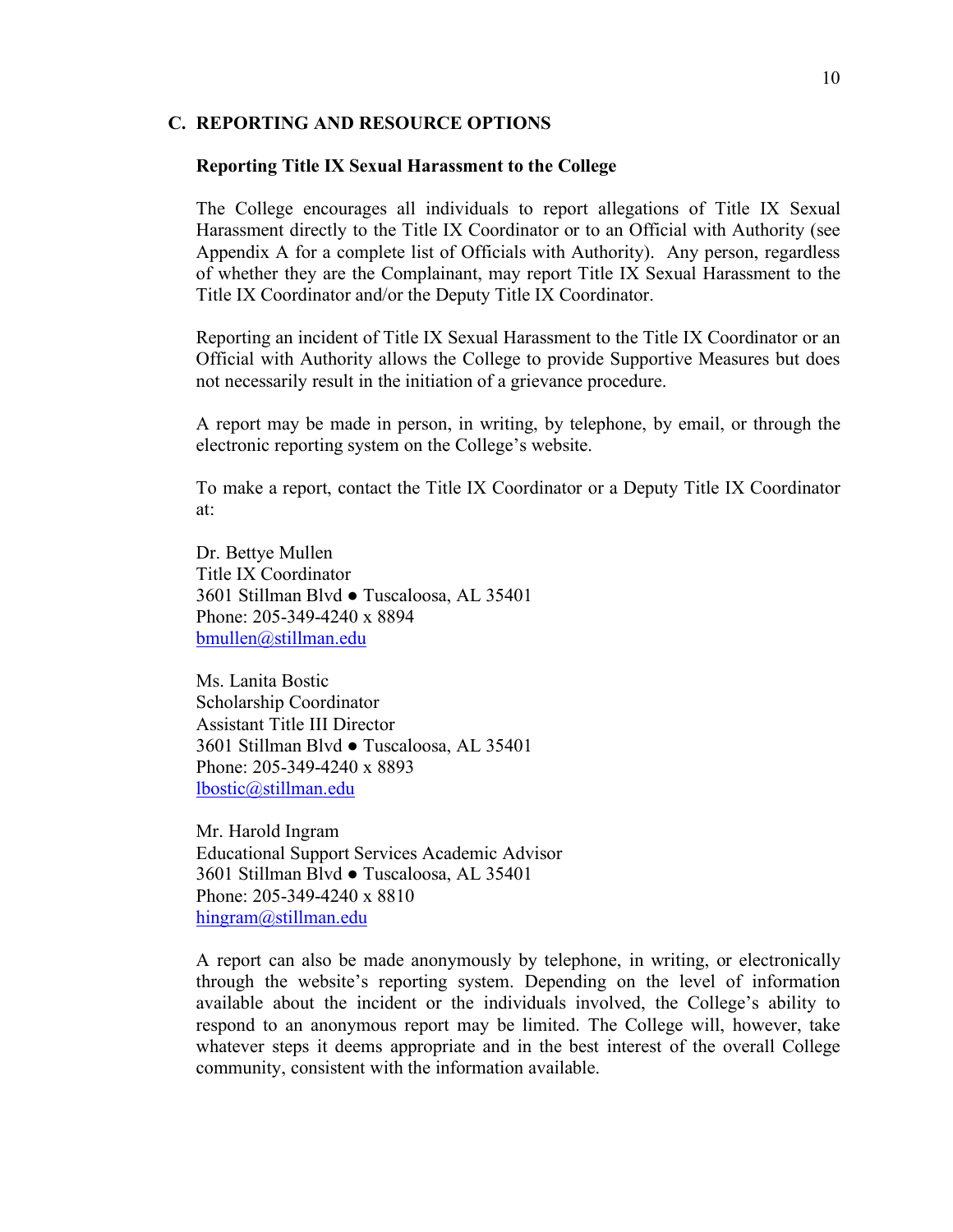## C. REPORTING AND RESOURCE OPTIONS

### Reporting Title IX Sexual Harassment to the College

The College encourages all individuals to report allegations of Title IX Sexual Harassment directly to the Title IX Coordinator or to an Official with Authority (see Appendix A for a complete list of Officials with Authority). Any person, regardless of whether they are the Complainant, may report Title IX Sexual Harassment to the Title IX Coordinator and/or the Deputy Title IX Coordinator.

Reporting an incident of Title IX Sexual Harassment to the Title IX Coordinator or an Official with Authority allows the College to provide Supportive Measures but does not necessarily result in the initiation of a grievance procedure.

A report may be made in person, in writing, by telephone, by email, or through the electronic reporting system on the College's website.

To make a report, contact the Title IX Coordinator or a Deputy Title IX Coordinator at:

Dr. Bettye Mullen
Title IX Coordinator
3601 Stillman Blvd ● Tuscaloosa, AL 35401
Phone: 205-349-4240 x 8894
bmullen@stillman.edu

Ms. Lanita Bostic
Scholarship Coordinator
Assistant Title III Director
3601 Stillman Blvd ● Tuscaloosa, AL 35401
Phone: 205-349-4240 x 8893
lbostic@stillman.edu

Mr. Harold Ingram
Educational Support Services Academic Advisor
3601 Stillman Blvd ● Tuscaloosa, AL 35401
Phone: 205-349-4240 x 8810
hingram@stillman.edu

A report can also be made anonymously by telephone, in writing, or electronically through the website's reporting system. Depending on the level of information available about the incident or the individuals involved, the College's ability to respond to an anonymous report may be limited. The College will, however, take whatever steps it deems appropriate and in the best interest of the overall College community, consistent with the information available.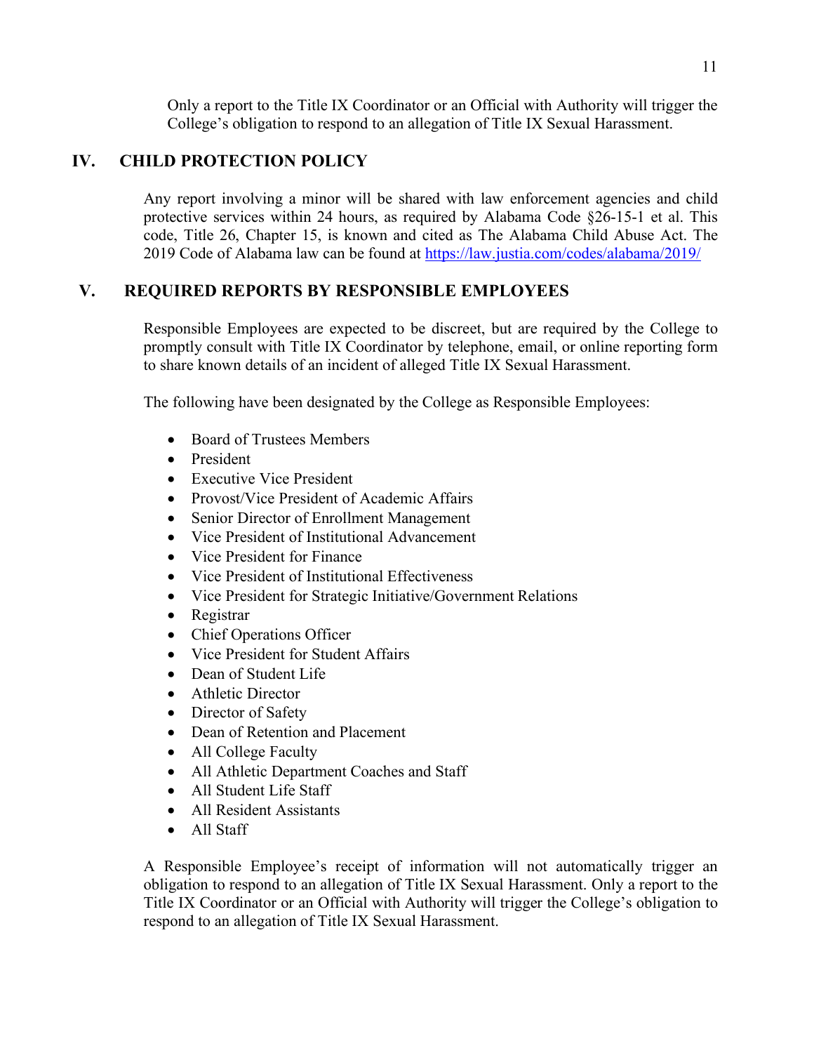Only a report to the Title IX Coordinator or an Official with Authority will trigger the College's obligation to respond to an allegation of Title IX Sexual Harassment.

## IV. CHILD PROTECTION POLICY

Any report involving a minor will be shared with law enforcement agencies and child protective services within 24 hours, as required by Alabama Code §26-15-1 et al. This code, Title 26, Chapter 15, is known and cited as The Alabama Child Abuse Act. The 2019 Code of Alabama law can be found at https://law.justia.com/codes/alabama/2019/

## V. REQUIRED REPORTS BY RESPONSIBLE EMPLOYEES

Responsible Employees are expected to be discreet, but are required by the College to promptly consult with Title IX Coordinator by telephone, email, or online reporting form to share known details of an incident of alleged Title IX Sexual Harassment.

The following have been designated by the College as Responsible Employees:

- Board of Trustees Members
- President
- Executive Vice President
- Provost/Vice President of Academic Affairs
- Senior Director of Enrollment Management
- Vice President of Institutional Advancement
- Vice President for Finance
- Vice President of Institutional Effectiveness
- Vice President for Strategic Initiative/Government Relations
- Registrar
- Chief Operations Officer
- Vice President for Student Affairs
- Dean of Student Life
- Athletic Director
- Director of Safety
- Dean of Retention and Placement
- All College Faculty
- All Athletic Department Coaches and Staff
- All Student Life Staff
- All Resident Assistants
- All Staff

A Responsible Employee's receipt of information will not automatically trigger an obligation to respond to an allegation of Title IX Sexual Harassment. Only a report to the Title IX Coordinator or an Official with Authority will trigger the College's obligation to respond to an allegation of Title IX Sexual Harassment.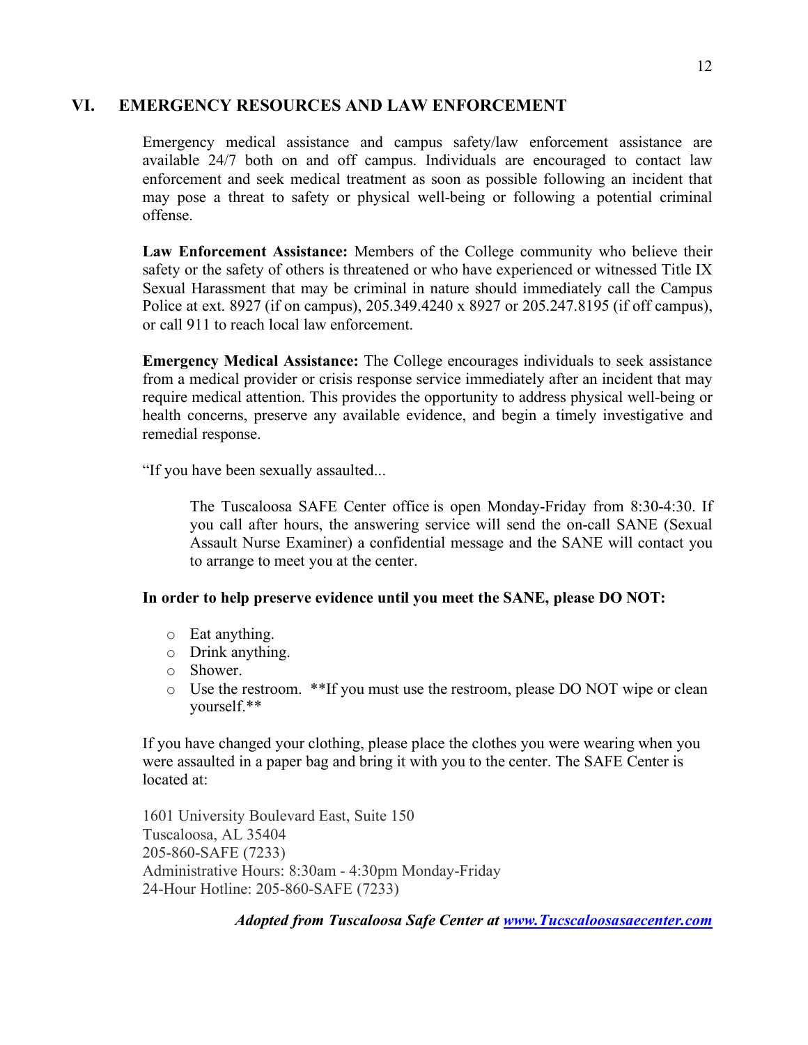## VI. EMERGENCY RESOURCES AND LAW ENFORCEMENT

Emergency medical assistance and campus safety/law enforcement assistance are available 24/7 both on and off campus. Individuals are encouraged to contact law enforcement and seek medical treatment as soon as possible following an incident that may pose a threat to safety or physical well-being or following a potential criminal offense.

**Law Enforcement Assistance:** Members of the College community who believe their safety or the safety of others is threatened or who have experienced or witnessed Title IX Sexual Harassment that may be criminal in nature should immediately call the Campus Police at ext. 8927 (if on campus), 205.349.4240 x 8927 or 205.247.8195 (if off campus), or call 911 to reach local law enforcement.

**Emergency Medical Assistance:** The College encourages individuals to seek assistance from a medical provider or crisis response service immediately after an incident that may require medical attention. This provides the opportunity to address physical well-being or health concerns, preserve any available evidence, and begin a timely investigative and remedial response.

"If you have been sexually assaulted...

> The Tuscaloosa SAFE Center office is open Monday-Friday from 8:30-4:30. If you call after hours, the answering service will send the on-call SANE (Sexual Assault Nurse Examiner) a confidential message and the SANE will contact you to arrange to meet you at the center.

**In order to help preserve evidence until you meet the SANE, please DO NOT:**

- Eat anything.
- Drink anything.
- Shower.
- Use the restroom. **If you must use the restroom, please DO NOT wipe or clean yourself.**

If you have changed your clothing, please place the clothes you were wearing when you were assaulted in a paper bag and bring it with you to the center. The SAFE Center is located at:

1601 University Boulevard East, Suite 150
Tuscaloosa, AL 35404
205-860-SAFE (7233)
Administrative Hours: 8:30am - 4:30pm Monday-Friday
24-Hour Hotline: 205-860-SAFE (7233)

***Adopted from Tuscaloosa Safe Center at www.Tucscaloosasaecenter.com***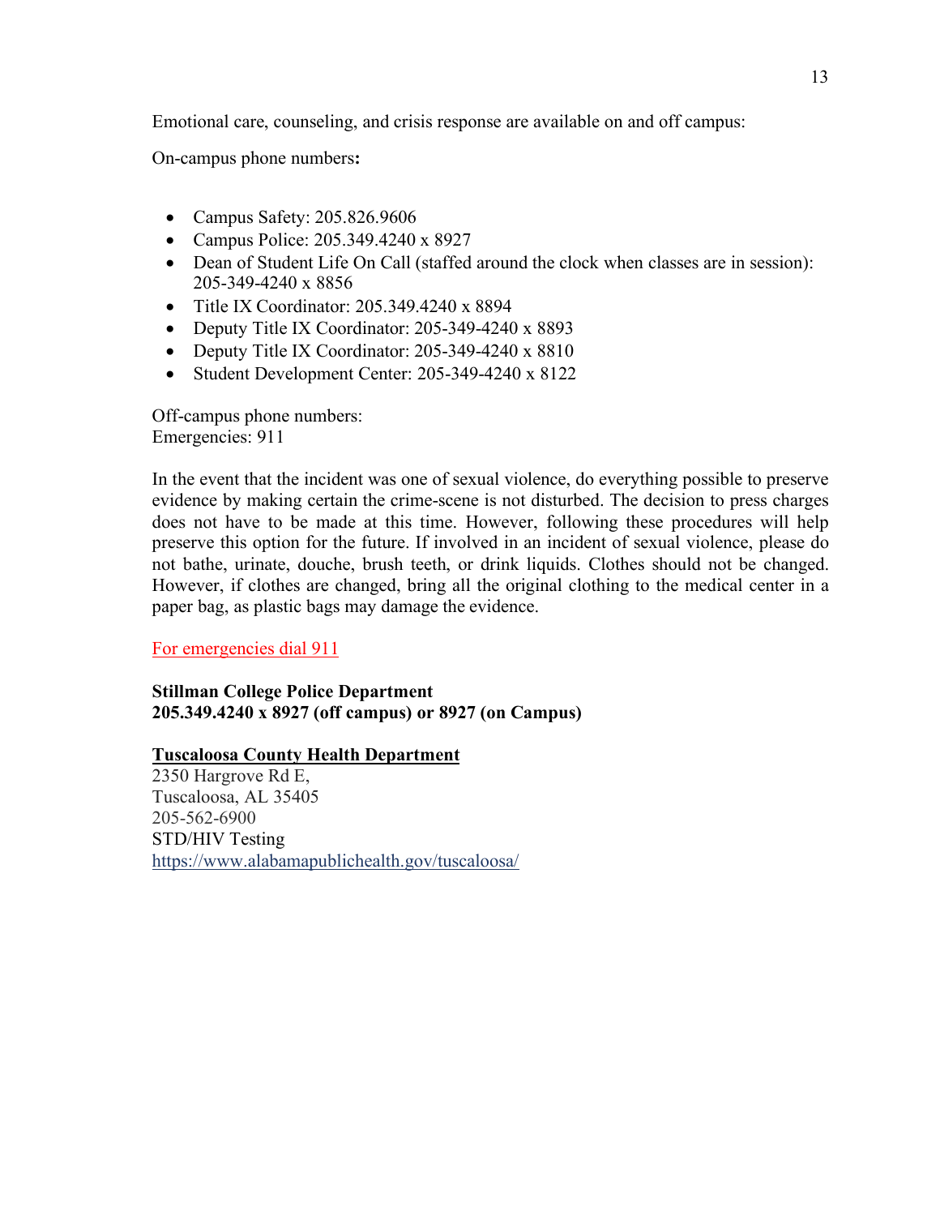Emotional care, counseling, and crisis response are available on and off campus:

On-campus phone numbers**:**

- Campus Safety: 205.826.9606
- Campus Police: 205.349.4240 x 8927
- Dean of Student Life On Call (staffed around the clock when classes are in session): 205-349-4240 x 8856
- Title IX Coordinator: 205.349.4240 x 8894
- Deputy Title IX Coordinator: 205-349-4240 x 8893
- Deputy Title IX Coordinator: 205-349-4240 x 8810
- Student Development Center: 205-349-4240 x 8122

Off-campus phone numbers:
Emergencies: 911

In the event that the incident was one of sexual violence, do everything possible to preserve evidence by making certain the crime-scene is not disturbed. The decision to press charges does not have to be made at this time. However, following these procedures will help preserve this option for the future. If involved in an incident of sexual violence, please do not bathe, urinate, douche, brush teeth, or drink liquids. Clothes should not be changed. However, if clothes are changed, bring all the original clothing to the medical center in a paper bag, as plastic bags may damage the evidence.

For emergencies dial 911

**Stillman College Police Department**
**205.349.4240 x 8927 (off campus) or 8927 (on Campus)**

**Tuscaloosa County Health Department**
2350 Hargrove Rd E,
Tuscaloosa, AL 35405
205-562-6900
STD/HIV Testing
https://www.alabamapublichealth.gov/tuscaloosa/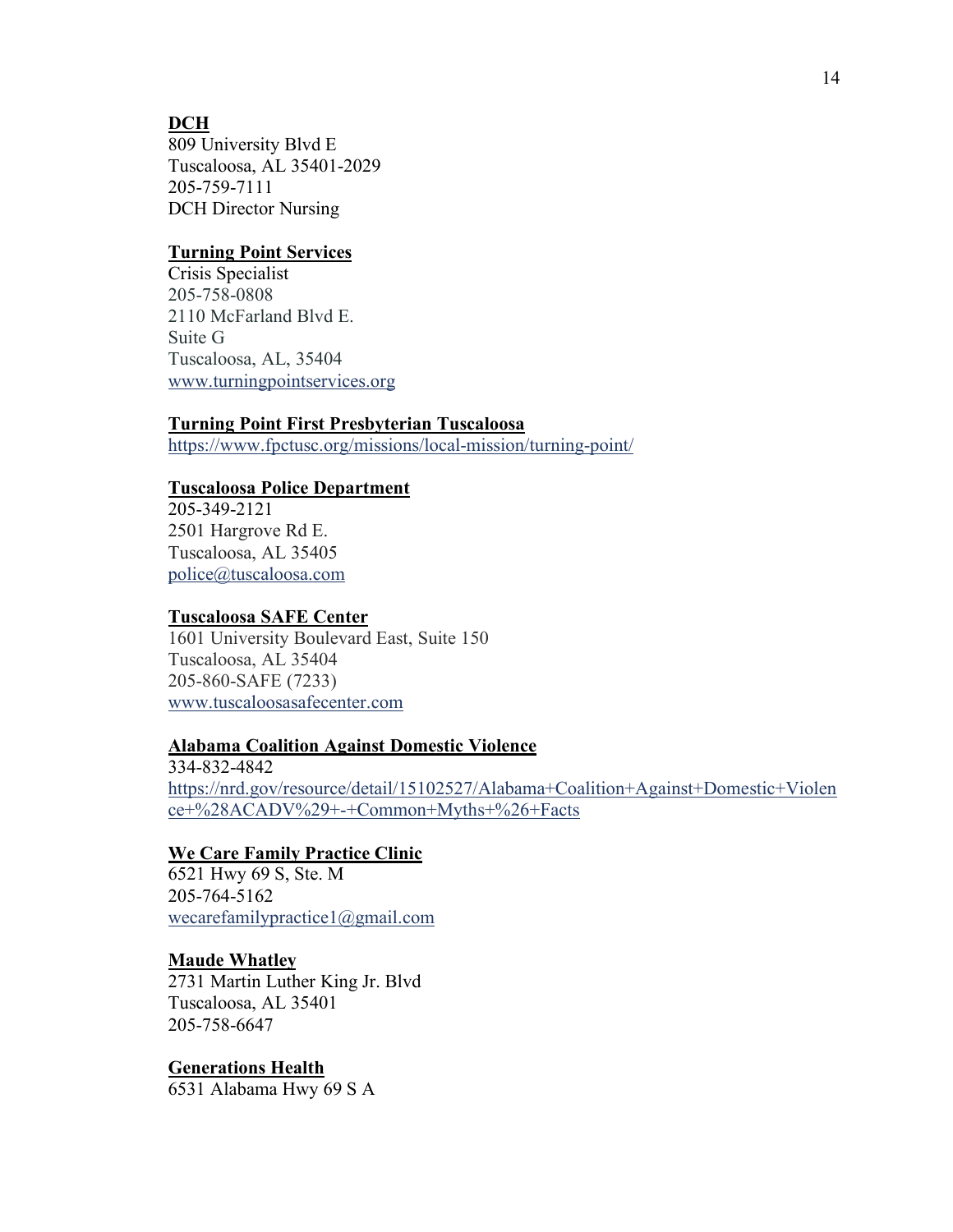**DCH**
809 University Blvd E
Tuscaloosa, AL 35401-2029
205-759-7111
DCH Director Nursing

**Turning Point Services**
Crisis Specialist
205-758-0808
2110 McFarland Blvd E.
Suite G
Tuscaloosa, AL, 35404
www.turningpointservices.org

**Turning Point First Presbyterian Tuscaloosa**
https://www.fpctusc.org/missions/local-mission/turning-point/

**Tuscaloosa Police Department**
205-349-2121
2501 Hargrove Rd E.
Tuscaloosa, AL 35405
police@tuscaloosa.com

**Tuscaloosa SAFE Center**
1601 University Boulevard East, Suite 150
Tuscaloosa, AL 35404
205-860-SAFE (7233)
www.tuscaloosasafecenter.com

**Alabama Coalition Against Domestic Violence**
334-832-4842
https://nrd.gov/resource/detail/15102527/Alabama+Coalition+Against+Domestic+Violence+%28ACADV%29+-+Common+Myths+%26+Facts

**We Care Family Practice Clinic**
6521 Hwy 69 S, Ste. M
205-764-5162
wecarefamilypractice1@gmail.com

**Maude Whatley**
2731 Martin Luther King Jr. Blvd
Tuscaloosa, AL 35401
205-758-6647

**Generations Health**
6531 Alabama Hwy 69 S A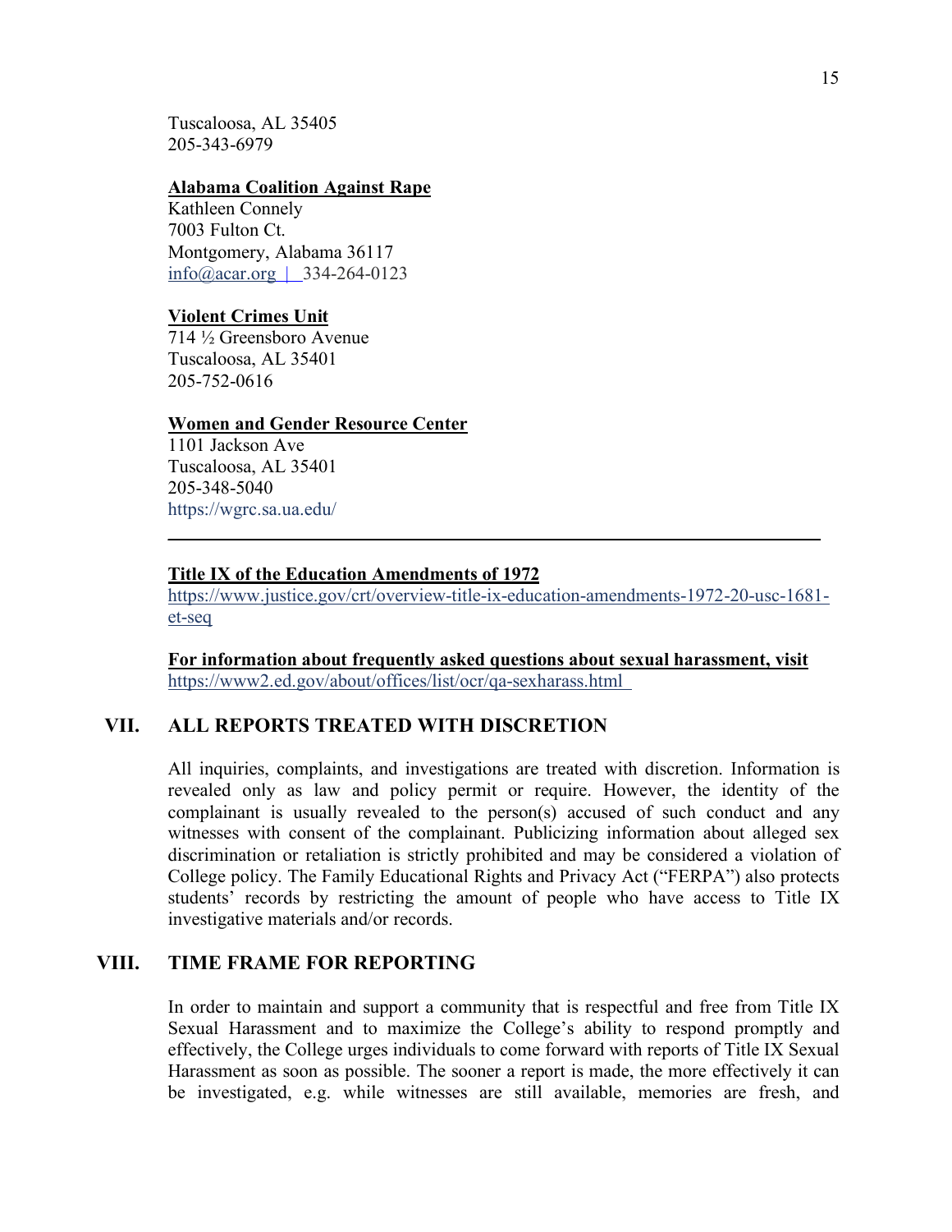Tuscaloosa, AL 35405
205-343-6979

**Alabama Coalition Against Rape**
Kathleen Connely
7003 Fulton Ct.
Montgomery, Alabama 36117
info@acar.org | 334-264-0123

**Violent Crimes Unit**
714 ½ Greensboro Avenue
Tuscaloosa, AL 35401
205-752-0616

**Women and Gender Resource Center**
1101 Jackson Ave
Tuscaloosa, AL 35401
205-348-5040
https://wgrc.sa.ua.edu/

---

**Title IX of the Education Amendments of 1972**
https://www.justice.gov/crt/overview-title-ix-education-amendments-1972-20-usc-1681-et-seq

**For information about frequently asked questions about sexual harassment, visit**
https://www2.ed.gov/about/offices/list/ocr/qa-sexharass.html

## VII. ALL REPORTS TREATED WITH DISCRETION

All inquiries, complaints, and investigations are treated with discretion. Information is revealed only as law and policy permit or require. However, the identity of the complainant is usually revealed to the person(s) accused of such conduct and any witnesses with consent of the complainant. Publicizing information about alleged sex discrimination or retaliation is strictly prohibited and may be considered a violation of College policy. The Family Educational Rights and Privacy Act ("FERPA") also protects students' records by restricting the amount of people who have access to Title IX investigative materials and/or records.

## VIII. TIME FRAME FOR REPORTING

In order to maintain and support a community that is respectful and free from Title IX Sexual Harassment and to maximize the College's ability to respond promptly and effectively, the College urges individuals to come forward with reports of Title IX Sexual Harassment as soon as possible. The sooner a report is made, the more effectively it can be investigated, e.g. while witnesses are still available, memories are fresh, and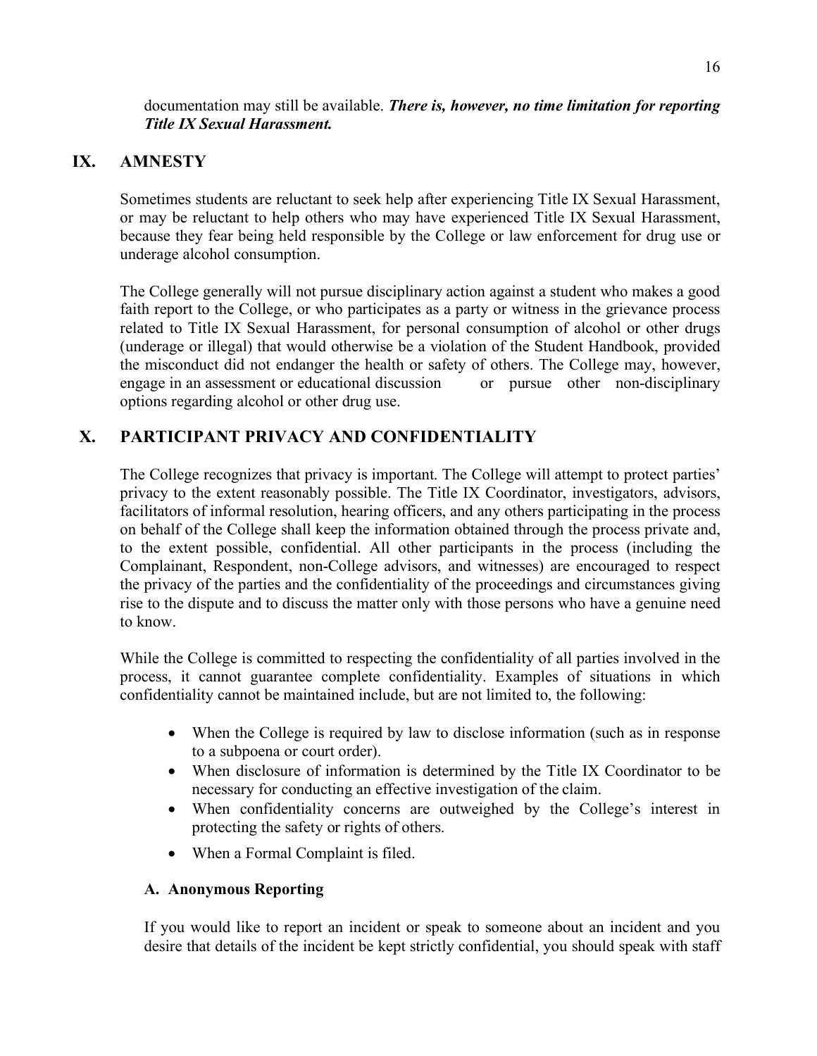documentation may still be available. ***There is, however, no time limitation for reporting Title IX Sexual Harassment.***

## IX. AMNESTY

Sometimes students are reluctant to seek help after experiencing Title IX Sexual Harassment, or may be reluctant to help others who may have experienced Title IX Sexual Harassment, because they fear being held responsible by the College or law enforcement for drug use or underage alcohol consumption.

The College generally will not pursue disciplinary action against a student who makes a good faith report to the College, or who participates as a party or witness in the grievance process related to Title IX Sexual Harassment, for personal consumption of alcohol or other drugs (underage or illegal) that would otherwise be a violation of the Student Handbook, provided the misconduct did not endanger the health or safety of others. The College may, however, engage in an assessment or educational discussion or pursue other non-disciplinary options regarding alcohol or other drug use.

## X. PARTICIPANT PRIVACY AND CONFIDENTIALITY

The College recognizes that privacy is important. The College will attempt to protect parties' privacy to the extent reasonably possible. The Title IX Coordinator, investigators, advisors, facilitators of informal resolution, hearing officers, and any others participating in the process on behalf of the College shall keep the information obtained through the process private and, to the extent possible, confidential. All other participants in the process (including the Complainant, Respondent, non-College advisors, and witnesses) are encouraged to respect the privacy of the parties and the confidentiality of the proceedings and circumstances giving rise to the dispute and to discuss the matter only with those persons who have a genuine need to know.

While the College is committed to respecting the confidentiality of all parties involved in the process, it cannot guarantee complete confidentiality. Examples of situations in which confidentiality cannot be maintained include, but are not limited to, the following:

- When the College is required by law to disclose information (such as in response to a subpoena or court order).
- When disclosure of information is determined by the Title IX Coordinator to be necessary for conducting an effective investigation of the claim.
- When confidentiality concerns are outweighed by the College's interest in protecting the safety or rights of others.
- When a Formal Complaint is filed.

### A. Anonymous Reporting

If you would like to report an incident or speak to someone about an incident and you desire that details of the incident be kept strictly confidential, you should speak with staff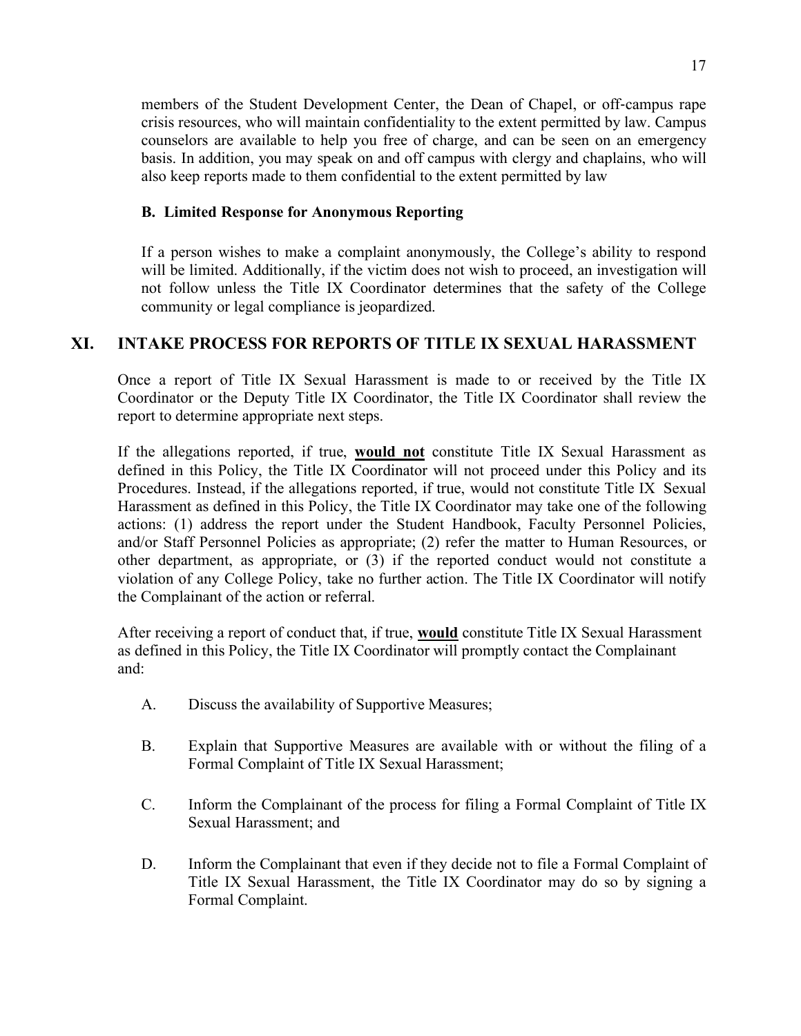members of the Student Development Center, the Dean of Chapel, or off-campus rape crisis resources, who will maintain confidentiality to the extent permitted by law. Campus counselors are available to help you free of charge, and can be seen on an emergency basis. In addition, you may speak on and off campus with clergy and chaplains, who will also keep reports made to them confidential to the extent permitted by law

### B. Limited Response for Anonymous Reporting

If a person wishes to make a complaint anonymously, the College's ability to respond will be limited. Additionally, if the victim does not wish to proceed, an investigation will not follow unless the Title IX Coordinator determines that the safety of the College community or legal compliance is jeopardized.

## XI. INTAKE PROCESS FOR REPORTS OF TITLE IX SEXUAL HARASSMENT

Once a report of Title IX Sexual Harassment is made to or received by the Title IX Coordinator or the Deputy Title IX Coordinator, the Title IX Coordinator shall review the report to determine appropriate next steps.

If the allegations reported, if true, **would not** constitute Title IX Sexual Harassment as defined in this Policy, the Title IX Coordinator will not proceed under this Policy and its Procedures. Instead, if the allegations reported, if true, would not constitute Title IX Sexual Harassment as defined in this Policy, the Title IX Coordinator may take one of the following actions: (1) address the report under the Student Handbook, Faculty Personnel Policies, and/or Staff Personnel Policies as appropriate; (2) refer the matter to Human Resources, or other department, as appropriate, or (3) if the reported conduct would not constitute a violation of any College Policy, take no further action. The Title IX Coordinator will notify the Complainant of the action or referral.

After receiving a report of conduct that, if true, **would** constitute Title IX Sexual Harassment as defined in this Policy, the Title IX Coordinator will promptly contact the Complainant and:

A. Discuss the availability of Supportive Measures;

B. Explain that Supportive Measures are available with or without the filing of a Formal Complaint of Title IX Sexual Harassment;

C. Inform the Complainant of the process for filing a Formal Complaint of Title IX Sexual Harassment; and

D. Inform the Complainant that even if they decide not to file a Formal Complaint of Title IX Sexual Harassment, the Title IX Coordinator may do so by signing a Formal Complaint.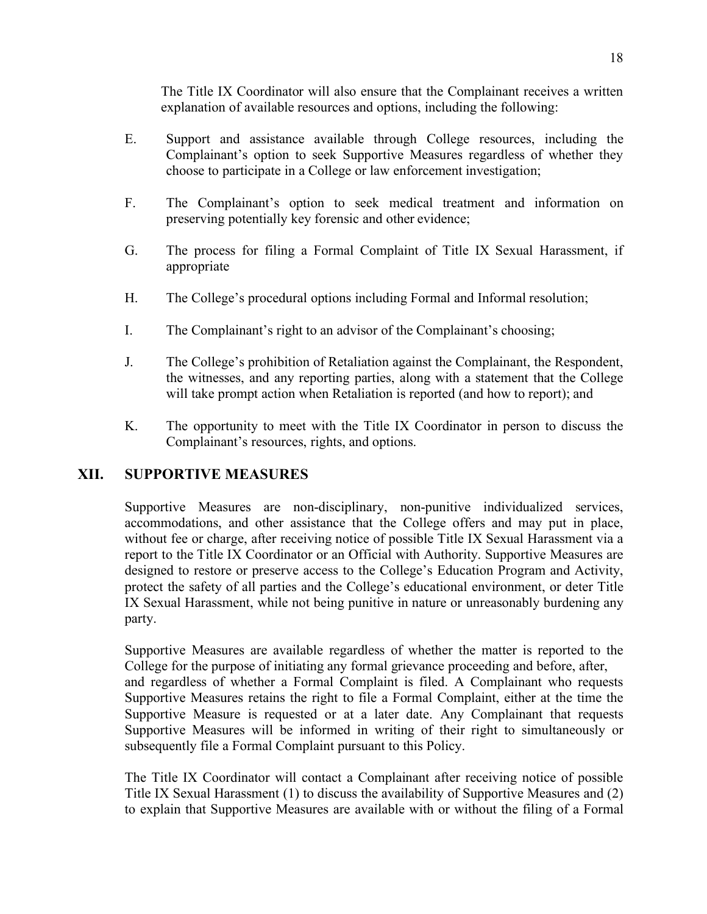The Title IX Coordinator will also ensure that the Complainant receives a written explanation of available resources and options, including the following:

E. Support and assistance available through College resources, including the Complainant's option to seek Supportive Measures regardless of whether they choose to participate in a College or law enforcement investigation;

F. The Complainant's option to seek medical treatment and information on preserving potentially key forensic and other evidence;

G. The process for filing a Formal Complaint of Title IX Sexual Harassment, if appropriate

H. The College's procedural options including Formal and Informal resolution;

I. The Complainant's right to an advisor of the Complainant's choosing;

J. The College's prohibition of Retaliation against the Complainant, the Respondent, the witnesses, and any reporting parties, along with a statement that the College will take prompt action when Retaliation is reported (and how to report); and

K. The opportunity to meet with the Title IX Coordinator in person to discuss the Complainant's resources, rights, and options.

## XII. SUPPORTIVE MEASURES

Supportive Measures are non-disciplinary, non-punitive individualized services, accommodations, and other assistance that the College offers and may put in place, without fee or charge, after receiving notice of possible Title IX Sexual Harassment via a report to the Title IX Coordinator or an Official with Authority. Supportive Measures are designed to restore or preserve access to the College's Education Program and Activity, protect the safety of all parties and the College's educational environment, or deter Title IX Sexual Harassment, while not being punitive in nature or unreasonably burdening any party.

Supportive Measures are available regardless of whether the matter is reported to the College for the purpose of initiating any formal grievance proceeding and before, after, and regardless of whether a Formal Complaint is filed. A Complainant who requests Supportive Measures retains the right to file a Formal Complaint, either at the time the Supportive Measure is requested or at a later date. Any Complainant that requests Supportive Measures will be informed in writing of their right to simultaneously or subsequently file a Formal Complaint pursuant to this Policy.

The Title IX Coordinator will contact a Complainant after receiving notice of possible Title IX Sexual Harassment (1) to discuss the availability of Supportive Measures and (2) to explain that Supportive Measures are available with or without the filing of a Formal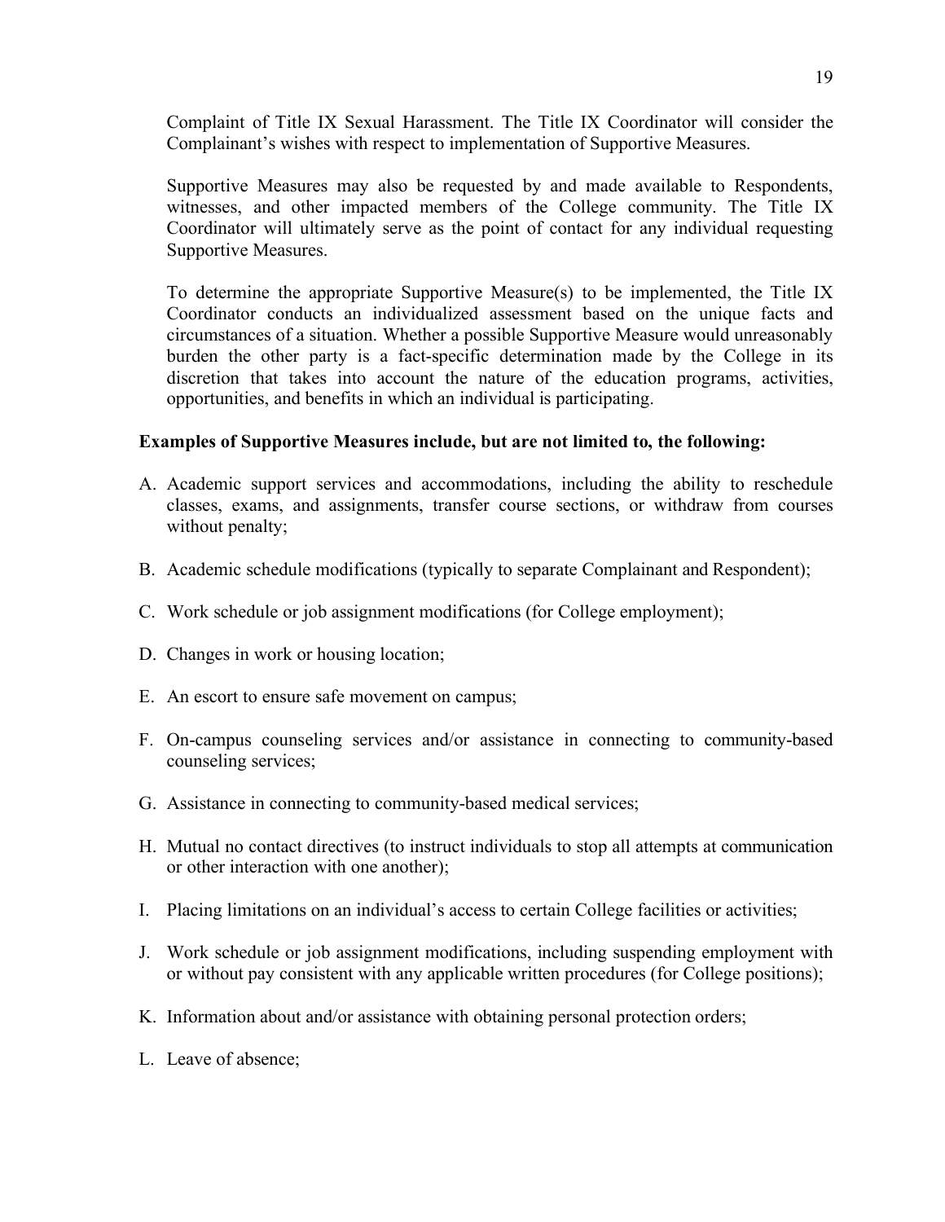Complaint of Title IX Sexual Harassment. The Title IX Coordinator will consider the Complainant's wishes with respect to implementation of Supportive Measures.

Supportive Measures may also be requested by and made available to Respondents, witnesses, and other impacted members of the College community. The Title IX Coordinator will ultimately serve as the point of contact for any individual requesting Supportive Measures.

To determine the appropriate Supportive Measure(s) to be implemented, the Title IX Coordinator conducts an individualized assessment based on the unique facts and circumstances of a situation. Whether a possible Supportive Measure would unreasonably burden the other party is a fact-specific determination made by the College in its discretion that takes into account the nature of the education programs, activities, opportunities, and benefits in which an individual is participating.

**Examples of Supportive Measures include, but are not limited to, the following:**

A. Academic support services and accommodations, including the ability to reschedule classes, exams, and assignments, transfer course sections, or withdraw from courses without penalty;

B. Academic schedule modifications (typically to separate Complainant and Respondent);

C. Work schedule or job assignment modifications (for College employment);

D. Changes in work or housing location;

E. An escort to ensure safe movement on campus;

F. On-campus counseling services and/or assistance in connecting to community-based counseling services;

G. Assistance in connecting to community-based medical services;

H. Mutual no contact directives (to instruct individuals to stop all attempts at communication or other interaction with one another);

I. Placing limitations on an individual's access to certain College facilities or activities;

J. Work schedule or job assignment modifications, including suspending employment with or without pay consistent with any applicable written procedures (for College positions);

K. Information about and/or assistance with obtaining personal protection orders;

L. Leave of absence;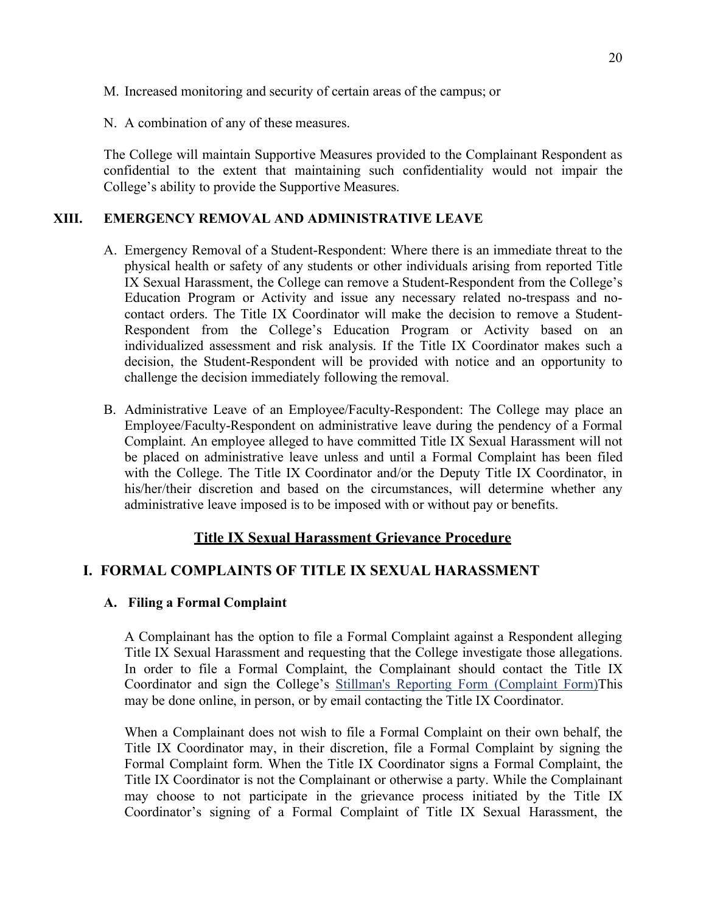M. Increased monitoring and security of certain areas of the campus; or

N. A combination of any of these measures.

The College will maintain Supportive Measures provided to the Complainant Respondent as confidential to the extent that maintaining such confidentiality would not impair the College's ability to provide the Supportive Measures.

## XIII. EMERGENCY REMOVAL AND ADMINISTRATIVE LEAVE

A. Emergency Removal of a Student-Respondent: Where there is an immediate threat to the physical health or safety of any students or other individuals arising from reported Title IX Sexual Harassment, the College can remove a Student-Respondent from the College's Education Program or Activity and issue any necessary related no-trespass and no-contact orders. The Title IX Coordinator will make the decision to remove a Student-Respondent from the College's Education Program or Activity based on an individualized assessment and risk analysis. If the Title IX Coordinator makes such a decision, the Student-Respondent will be provided with notice and an opportunity to challenge the decision immediately following the removal.

B. Administrative Leave of an Employee/Faculty-Respondent: The College may place an Employee/Faculty-Respondent on administrative leave during the pendency of a Formal Complaint. An employee alleged to have committed Title IX Sexual Harassment will not be placed on administrative leave unless and until a Formal Complaint has been filed with the College. The Title IX Coordinator and/or the Deputy Title IX Coordinator, in his/her/their discretion and based on the circumstances, will determine whether any administrative leave imposed is to be imposed with or without pay or benefits.

## Title IX Sexual Harassment Grievance Procedure

## I. FORMAL COMPLAINTS OF TITLE IX SEXUAL HARASSMENT

### A. Filing a Formal Complaint

A Complainant has the option to file a Formal Complaint against a Respondent alleging Title IX Sexual Harassment and requesting that the College investigate those allegations. In order to file a Formal Complaint, the Complainant should contact the Title IX Coordinator and sign the College's Stillman's Reporting Form (Complaint Form)This may be done online, in person, or by email contacting the Title IX Coordinator.

When a Complainant does not wish to file a Formal Complaint on their own behalf, the Title IX Coordinator may, in their discretion, file a Formal Complaint by signing the Formal Complaint form. When the Title IX Coordinator signs a Formal Complaint, the Title IX Coordinator is not the Complainant or otherwise a party. While the Complainant may choose to not participate in the grievance process initiated by the Title IX Coordinator's signing of a Formal Complaint of Title IX Sexual Harassment, the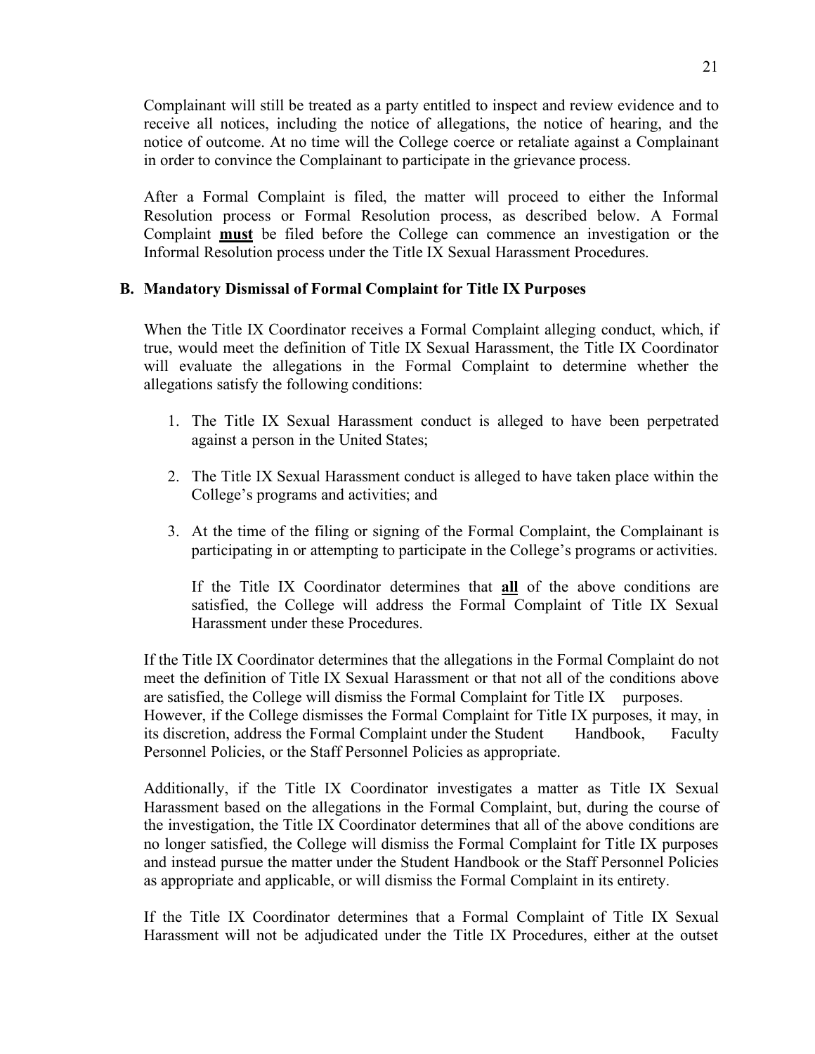Complainant will still be treated as a party entitled to inspect and review evidence and to receive all notices, including the notice of allegations, the notice of hearing, and the notice of outcome. At no time will the College coerce or retaliate against a Complainant in order to convince the Complainant to participate in the grievance process.

After a Formal Complaint is filed, the matter will proceed to either the Informal Resolution process or Formal Resolution process, as described below. A Formal Complaint **must** be filed before the College can commence an investigation or the Informal Resolution process under the Title IX Sexual Harassment Procedures.

### B. Mandatory Dismissal of Formal Complaint for Title IX Purposes

When the Title IX Coordinator receives a Formal Complaint alleging conduct, which, if true, would meet the definition of Title IX Sexual Harassment, the Title IX Coordinator will evaluate the allegations in the Formal Complaint to determine whether the allegations satisfy the following conditions:

1. The Title IX Sexual Harassment conduct is alleged to have been perpetrated against a person in the United States;
2. The Title IX Sexual Harassment conduct is alleged to have taken place within the College's programs and activities; and
3. At the time of the filing or signing of the Formal Complaint, the Complainant is participating in or attempting to participate in the College's programs or activities.

   If the Title IX Coordinator determines that **all** of the above conditions are satisfied, the College will address the Formal Complaint of Title IX Sexual Harassment under these Procedures.

If the Title IX Coordinator determines that the allegations in the Formal Complaint do not meet the definition of Title IX Sexual Harassment or that not all of the conditions above are satisfied, the College will dismiss the Formal Complaint for Title IX purposes. However, if the College dismisses the Formal Complaint for Title IX purposes, it may, in its discretion, address the Formal Complaint under the Student Handbook, Faculty Personnel Policies, or the Staff Personnel Policies as appropriate.

Additionally, if the Title IX Coordinator investigates a matter as Title IX Sexual Harassment based on the allegations in the Formal Complaint, but, during the course of the investigation, the Title IX Coordinator determines that all of the above conditions are no longer satisfied, the College will dismiss the Formal Complaint for Title IX purposes and instead pursue the matter under the Student Handbook or the Staff Personnel Policies as appropriate and applicable, or will dismiss the Formal Complaint in its entirety.

If the Title IX Coordinator determines that a Formal Complaint of Title IX Sexual Harassment will not be adjudicated under the Title IX Procedures, either at the outset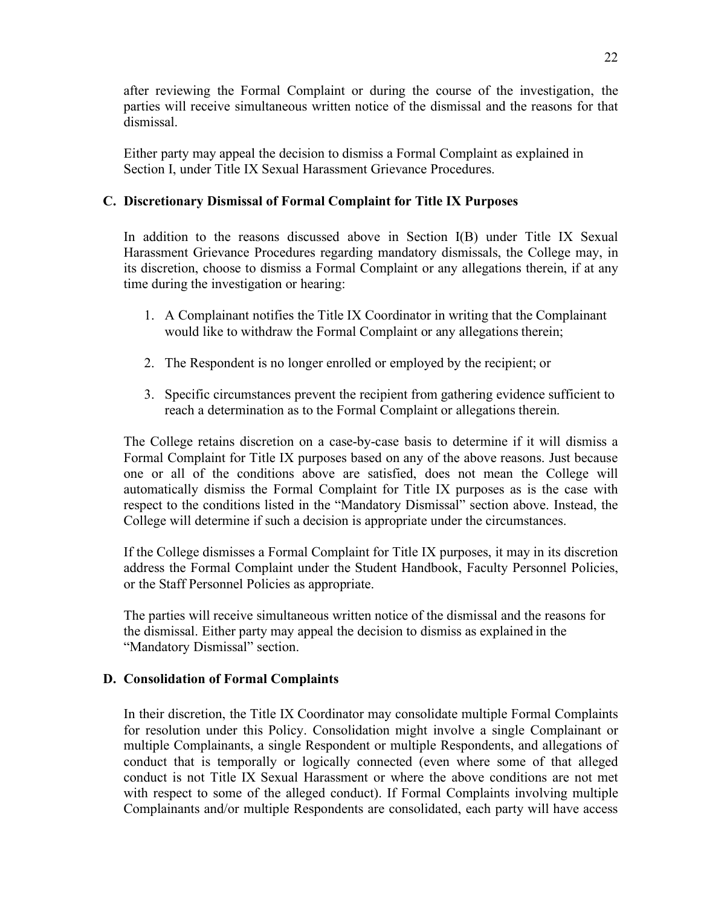after reviewing the Formal Complaint or during the course of the investigation, the parties will receive simultaneous written notice of the dismissal and the reasons for that dismissal.

Either party may appeal the decision to dismiss a Formal Complaint as explained in Section I, under Title IX Sexual Harassment Grievance Procedures.

### C. Discretionary Dismissal of Formal Complaint for Title IX Purposes

In addition to the reasons discussed above in Section I(B) under Title IX Sexual Harassment Grievance Procedures regarding mandatory dismissals, the College may, in its discretion, choose to dismiss a Formal Complaint or any allegations therein, if at any time during the investigation or hearing:

1. A Complainant notifies the Title IX Coordinator in writing that the Complainant would like to withdraw the Formal Complaint or any allegations therein;
2. The Respondent is no longer enrolled or employed by the recipient; or
3. Specific circumstances prevent the recipient from gathering evidence sufficient to reach a determination as to the Formal Complaint or allegations therein.

The College retains discretion on a case-by-case basis to determine if it will dismiss a Formal Complaint for Title IX purposes based on any of the above reasons. Just because one or all of the conditions above are satisfied, does not mean the College will automatically dismiss the Formal Complaint for Title IX purposes as is the case with respect to the conditions listed in the "Mandatory Dismissal" section above. Instead, the College will determine if such a decision is appropriate under the circumstances.

If the College dismisses a Formal Complaint for Title IX purposes, it may in its discretion address the Formal Complaint under the Student Handbook, Faculty Personnel Policies, or the Staff Personnel Policies as appropriate.

The parties will receive simultaneous written notice of the dismissal and the reasons for the dismissal. Either party may appeal the decision to dismiss as explained in the "Mandatory Dismissal" section.

### D. Consolidation of Formal Complaints

In their discretion, the Title IX Coordinator may consolidate multiple Formal Complaints for resolution under this Policy. Consolidation might involve a single Complainant or multiple Complainants, a single Respondent or multiple Respondents, and allegations of conduct that is temporally or logically connected (even where some of that alleged conduct is not Title IX Sexual Harassment or where the above conditions are not met with respect to some of the alleged conduct). If Formal Complaints involving multiple Complainants and/or multiple Respondents are consolidated, each party will have access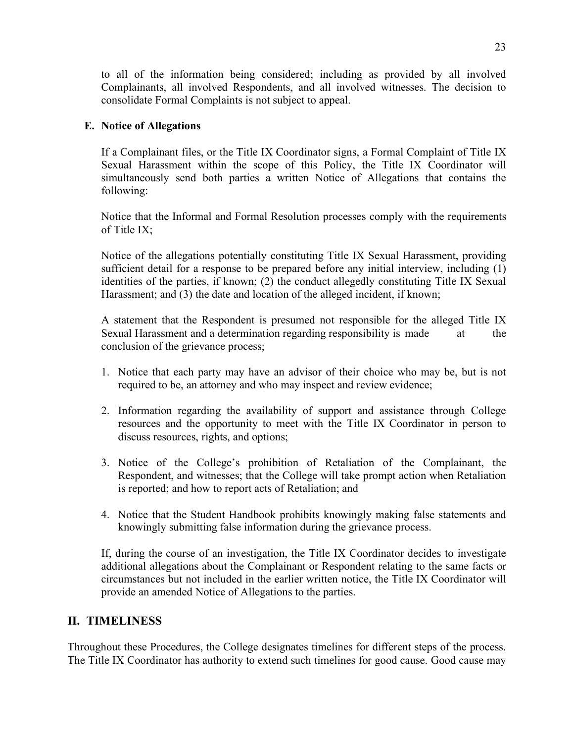to all of the information being considered; including as provided by all involved Complainants, all involved Respondents, and all involved witnesses. The decision to consolidate Formal Complaints is not subject to appeal.

### E. Notice of Allegations

If a Complainant files, or the Title IX Coordinator signs, a Formal Complaint of Title IX Sexual Harassment within the scope of this Policy, the Title IX Coordinator will simultaneously send both parties a written Notice of Allegations that contains the following:

Notice that the Informal and Formal Resolution processes comply with the requirements of Title IX;

Notice of the allegations potentially constituting Title IX Sexual Harassment, providing sufficient detail for a response to be prepared before any initial interview, including (1) identities of the parties, if known; (2) the conduct allegedly constituting Title IX Sexual Harassment; and (3) the date and location of the alleged incident, if known;

A statement that the Respondent is presumed not responsible for the alleged Title IX Sexual Harassment and a determination regarding responsibility is made at the conclusion of the grievance process;

1. Notice that each party may have an advisor of their choice who may be, but is not required to be, an attorney and who may inspect and review evidence;
2. Information regarding the availability of support and assistance through College resources and the opportunity to meet with the Title IX Coordinator in person to discuss resources, rights, and options;
3. Notice of the College's prohibition of Retaliation of the Complainant, the Respondent, and witnesses; that the College will take prompt action when Retaliation is reported; and how to report acts of Retaliation; and
4. Notice that the Student Handbook prohibits knowingly making false statements and knowingly submitting false information during the grievance process.

If, during the course of an investigation, the Title IX Coordinator decides to investigate additional allegations about the Complainant or Respondent relating to the same facts or circumstances but not included in the earlier written notice, the Title IX Coordinator will provide an amended Notice of Allegations to the parties.

## II. TIMELINESS

Throughout these Procedures, the College designates timelines for different steps of the process. The Title IX Coordinator has authority to extend such timelines for good cause. Good cause may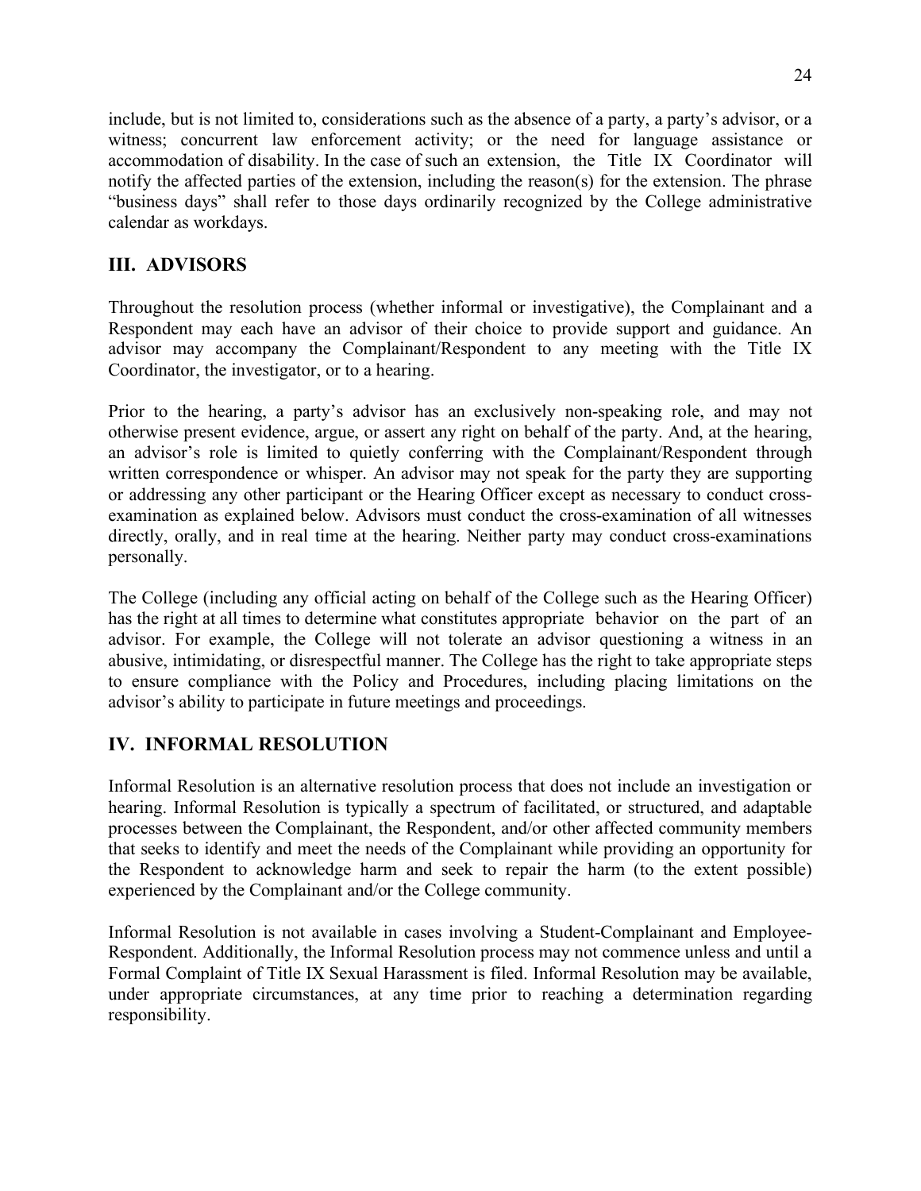include, but is not limited to, considerations such as the absence of a party, a party's advisor, or a witness; concurrent law enforcement activity; or the need for language assistance or accommodation of disability. In the case of such an extension, the Title IX Coordinator will notify the affected parties of the extension, including the reason(s) for the extension. The phrase "business days" shall refer to those days ordinarily recognized by the College administrative calendar as workdays.

## III. ADVISORS

Throughout the resolution process (whether informal or investigative), the Complainant and a Respondent may each have an advisor of their choice to provide support and guidance. An advisor may accompany the Complainant/Respondent to any meeting with the Title IX Coordinator, the investigator, or to a hearing.

Prior to the hearing, a party's advisor has an exclusively non-speaking role, and may not otherwise present evidence, argue, or assert any right on behalf of the party. And, at the hearing, an advisor's role is limited to quietly conferring with the Complainant/Respondent through written correspondence or whisper. An advisor may not speak for the party they are supporting or addressing any other participant or the Hearing Officer except as necessary to conduct cross-examination as explained below. Advisors must conduct the cross-examination of all witnesses directly, orally, and in real time at the hearing. Neither party may conduct cross-examinations personally.

The College (including any official acting on behalf of the College such as the Hearing Officer) has the right at all times to determine what constitutes appropriate behavior on the part of an advisor. For example, the College will not tolerate an advisor questioning a witness in an abusive, intimidating, or disrespectful manner. The College has the right to take appropriate steps to ensure compliance with the Policy and Procedures, including placing limitations on the advisor's ability to participate in future meetings and proceedings.

## IV. INFORMAL RESOLUTION

Informal Resolution is an alternative resolution process that does not include an investigation or hearing. Informal Resolution is typically a spectrum of facilitated, or structured, and adaptable processes between the Complainant, the Respondent, and/or other affected community members that seeks to identify and meet the needs of the Complainant while providing an opportunity for the Respondent to acknowledge harm and seek to repair the harm (to the extent possible) experienced by the Complainant and/or the College community.

Informal Resolution is not available in cases involving a Student-Complainant and Employee-Respondent. Additionally, the Informal Resolution process may not commence unless and until a Formal Complaint of Title IX Sexual Harassment is filed. Informal Resolution may be available, under appropriate circumstances, at any time prior to reaching a determination regarding responsibility.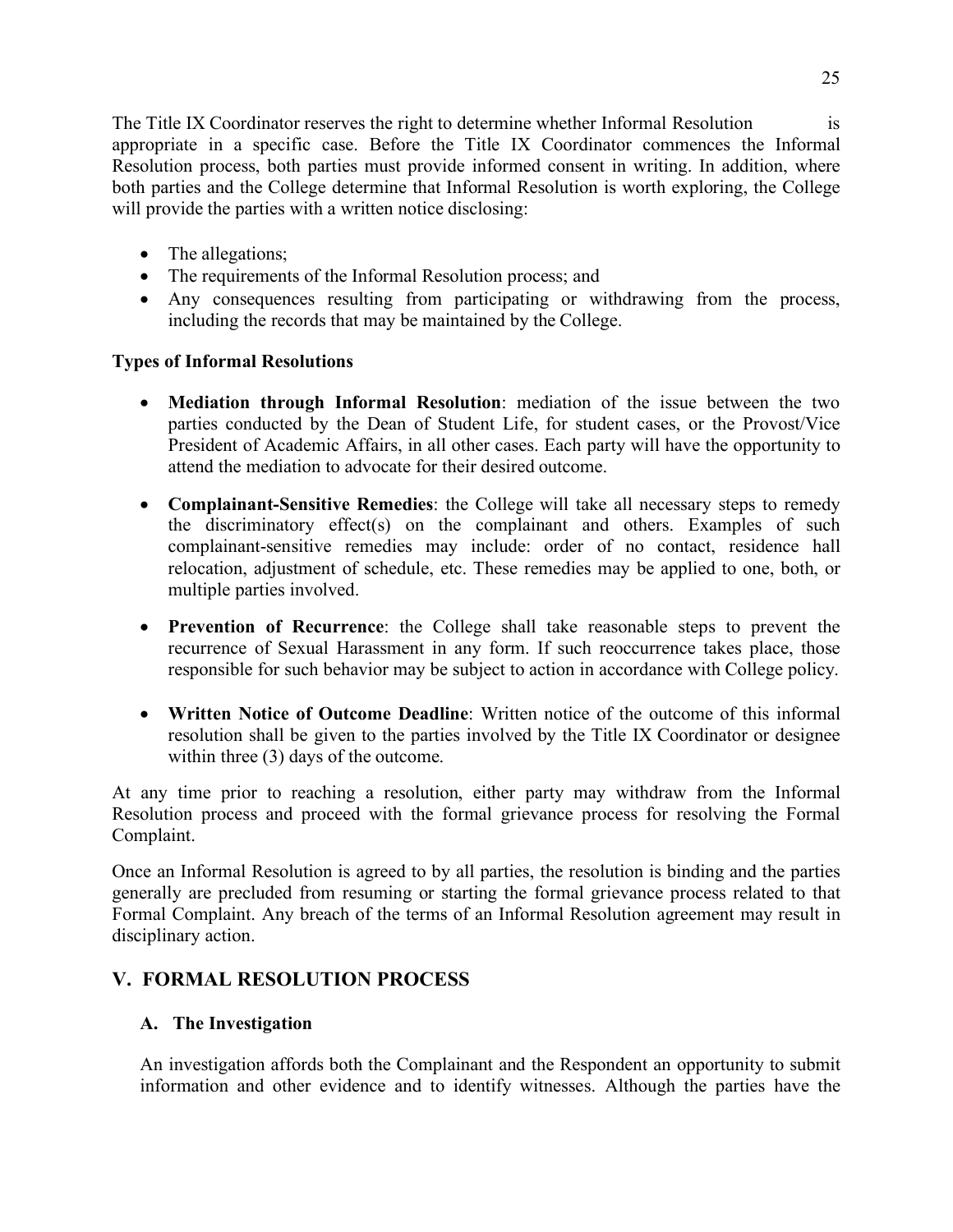The Title IX Coordinator reserves the right to determine whether Informal Resolution is appropriate in a specific case. Before the Title IX Coordinator commences the Informal Resolution process, both parties must provide informed consent in writing. In addition, where both parties and the College determine that Informal Resolution is worth exploring, the College will provide the parties with a written notice disclosing:

- The allegations;
- The requirements of the Informal Resolution process; and
- Any consequences resulting from participating or withdrawing from the process, including the records that may be maintained by the College.

**Types of Informal Resolutions**

- **Mediation through Informal Resolution**: mediation of the issue between the two parties conducted by the Dean of Student Life, for student cases, or the Provost/Vice President of Academic Affairs, in all other cases. Each party will have the opportunity to attend the mediation to advocate for their desired outcome.

- **Complainant-Sensitive Remedies**: the College will take all necessary steps to remedy the discriminatory effect(s) on the complainant and others. Examples of such complainant-sensitive remedies may include: order of no contact, residence hall relocation, adjustment of schedule, etc. These remedies may be applied to one, both, or multiple parties involved.

- **Prevention of Recurrence**: the College shall take reasonable steps to prevent the recurrence of Sexual Harassment in any form. If such reoccurrence takes place, those responsible for such behavior may be subject to action in accordance with College policy.

- **Written Notice of Outcome Deadline**: Written notice of the outcome of this informal resolution shall be given to the parties involved by the Title IX Coordinator or designee within three (3) days of the outcome.

At any time prior to reaching a resolution, either party may withdraw from the Informal Resolution process and proceed with the formal grievance process for resolving the Formal Complaint.

Once an Informal Resolution is agreed to by all parties, the resolution is binding and the parties generally are precluded from resuming or starting the formal grievance process related to that Formal Complaint. Any breach of the terms of an Informal Resolution agreement may result in disciplinary action.

## V. FORMAL RESOLUTION PROCESS

### A. The Investigation

An investigation affords both the Complainant and the Respondent an opportunity to submit information and other evidence and to identify witnesses. Although the parties have the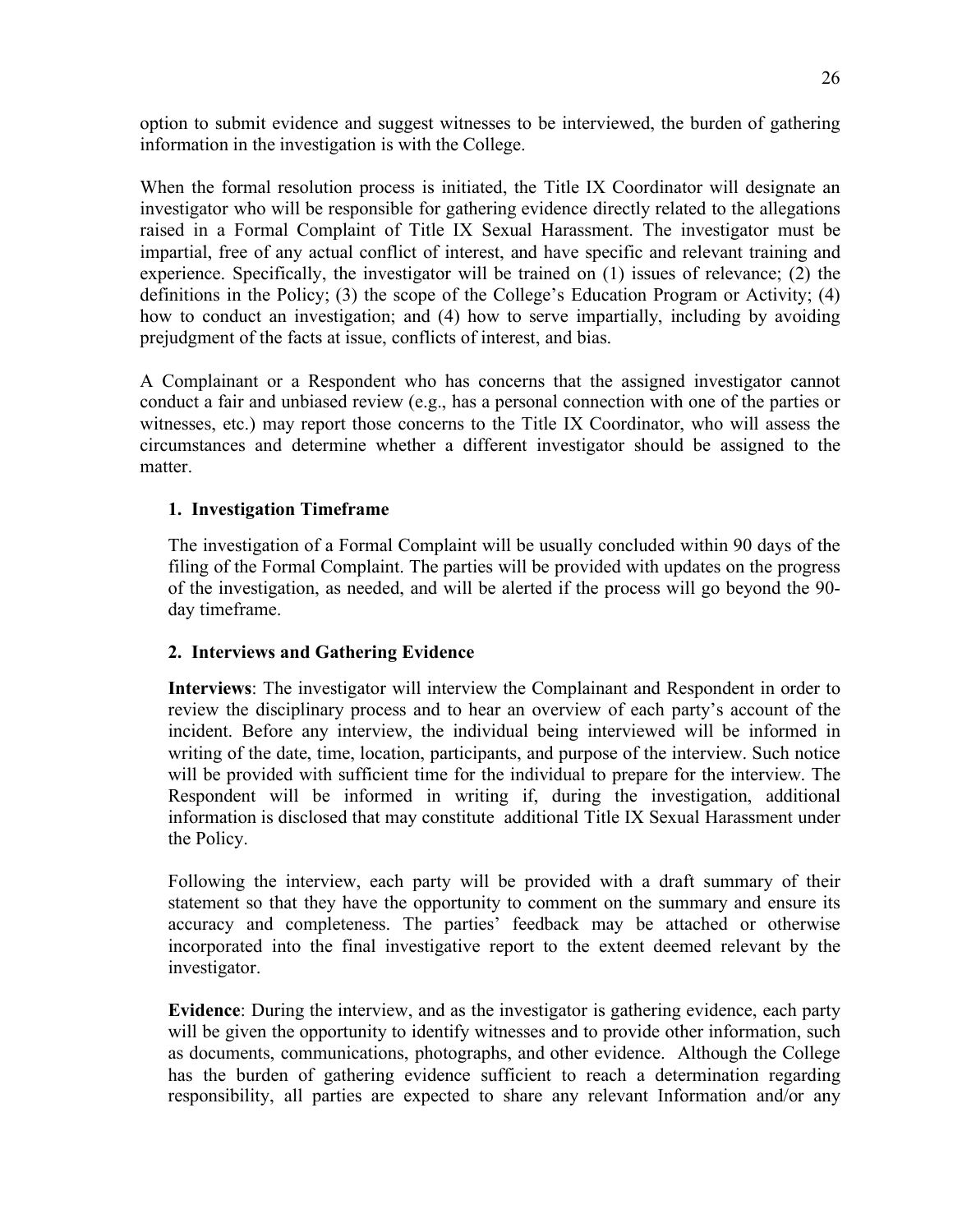option to submit evidence and suggest witnesses to be interviewed, the burden of gathering information in the investigation is with the College.

When the formal resolution process is initiated, the Title IX Coordinator will designate an investigator who will be responsible for gathering evidence directly related to the allegations raised in a Formal Complaint of Title IX Sexual Harassment. The investigator must be impartial, free of any actual conflict of interest, and have specific and relevant training and experience. Specifically, the investigator will be trained on (1) issues of relevance; (2) the definitions in the Policy; (3) the scope of the College's Education Program or Activity; (4) how to conduct an investigation; and (4) how to serve impartially, including by avoiding prejudgment of the facts at issue, conflicts of interest, and bias.

A Complainant or a Respondent who has concerns that the assigned investigator cannot conduct a fair and unbiased review (e.g., has a personal connection with one of the parties or witnesses, etc.) may report those concerns to the Title IX Coordinator, who will assess the circumstances and determine whether a different investigator should be assigned to the matter.

**1. Investigation Timeframe**

The investigation of a Formal Complaint will be usually concluded within 90 days of the filing of the Formal Complaint. The parties will be provided with updates on the progress of the investigation, as needed, and will be alerted if the process will go beyond the 90-day timeframe.

**2. Interviews and Gathering Evidence**

**Interviews**: The investigator will interview the Complainant and Respondent in order to review the disciplinary process and to hear an overview of each party's account of the incident. Before any interview, the individual being interviewed will be informed in writing of the date, time, location, participants, and purpose of the interview. Such notice will be provided with sufficient time for the individual to prepare for the interview. The Respondent will be informed in writing if, during the investigation, additional information is disclosed that may constitute additional Title IX Sexual Harassment under the Policy.

Following the interview, each party will be provided with a draft summary of their statement so that they have the opportunity to comment on the summary and ensure its accuracy and completeness. The parties' feedback may be attached or otherwise incorporated into the final investigative report to the extent deemed relevant by the investigator.

**Evidence**: During the interview, and as the investigator is gathering evidence, each party will be given the opportunity to identify witnesses and to provide other information, such as documents, communications, photographs, and other evidence. Although the College has the burden of gathering evidence sufficient to reach a determination regarding responsibility, all parties are expected to share any relevant Information and/or any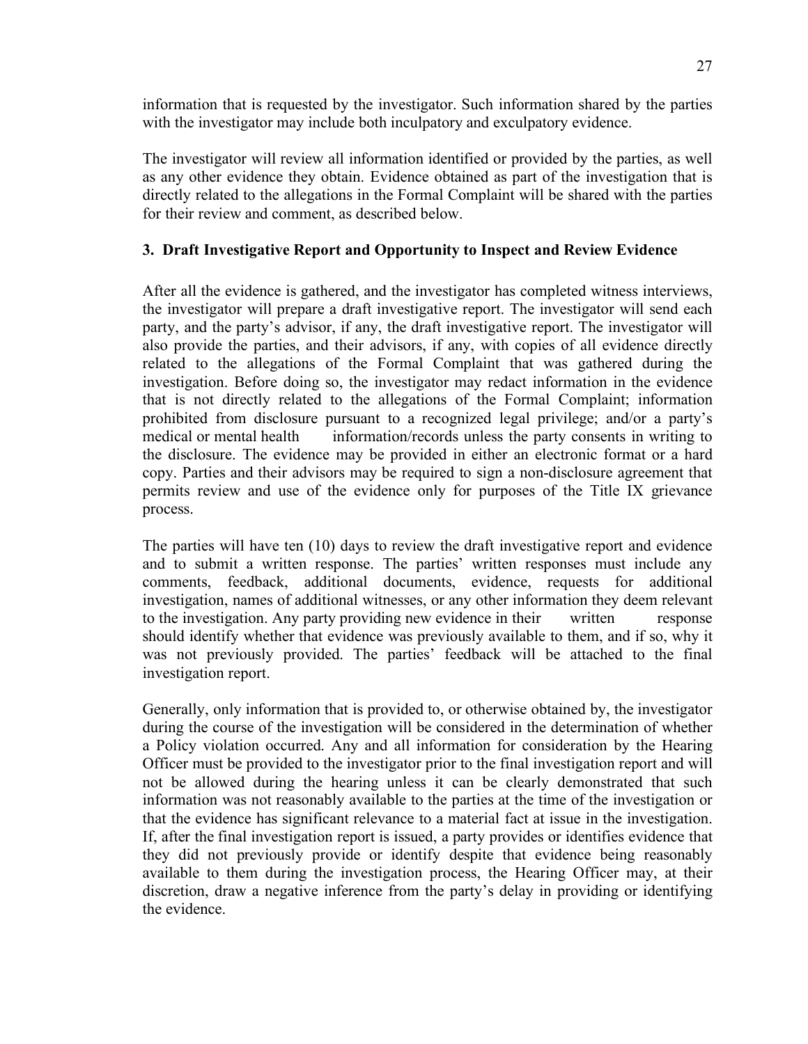information that is requested by the investigator. Such information shared by the parties with the investigator may include both inculpatory and exculpatory evidence.

The investigator will review all information identified or provided by the parties, as well as any other evidence they obtain. Evidence obtained as part of the investigation that is directly related to the allegations in the Formal Complaint will be shared with the parties for their review and comment, as described below.

### 3. Draft Investigative Report and Opportunity to Inspect and Review Evidence

After all the evidence is gathered, and the investigator has completed witness interviews, the investigator will prepare a draft investigative report. The investigator will send each party, and the party's advisor, if any, the draft investigative report. The investigator will also provide the parties, and their advisors, if any, with copies of all evidence directly related to the allegations of the Formal Complaint that was gathered during the investigation. Before doing so, the investigator may redact information in the evidence that is not directly related to the allegations of the Formal Complaint; information prohibited from disclosure pursuant to a recognized legal privilege; and/or a party's medical or mental health information/records unless the party consents in writing to the disclosure. The evidence may be provided in either an electronic format or a hard copy. Parties and their advisors may be required to sign a non-disclosure agreement that permits review and use of the evidence only for purposes of the Title IX grievance process.

The parties will have ten (10) days to review the draft investigative report and evidence and to submit a written response. The parties' written responses must include any comments, feedback, additional documents, evidence, requests for additional investigation, names of additional witnesses, or any other information they deem relevant to the investigation. Any party providing new evidence in their written response should identify whether that evidence was previously available to them, and if so, why it was not previously provided. The parties' feedback will be attached to the final investigation report.

Generally, only information that is provided to, or otherwise obtained by, the investigator during the course of the investigation will be considered in the determination of whether a Policy violation occurred. Any and all information for consideration by the Hearing Officer must be provided to the investigator prior to the final investigation report and will not be allowed during the hearing unless it can be clearly demonstrated that such information was not reasonably available to the parties at the time of the investigation or that the evidence has significant relevance to a material fact at issue in the investigation. If, after the final investigation report is issued, a party provides or identifies evidence that they did not previously provide or identify despite that evidence being reasonably available to them during the investigation process, the Hearing Officer may, at their discretion, draw a negative inference from the party's delay in providing or identifying the evidence.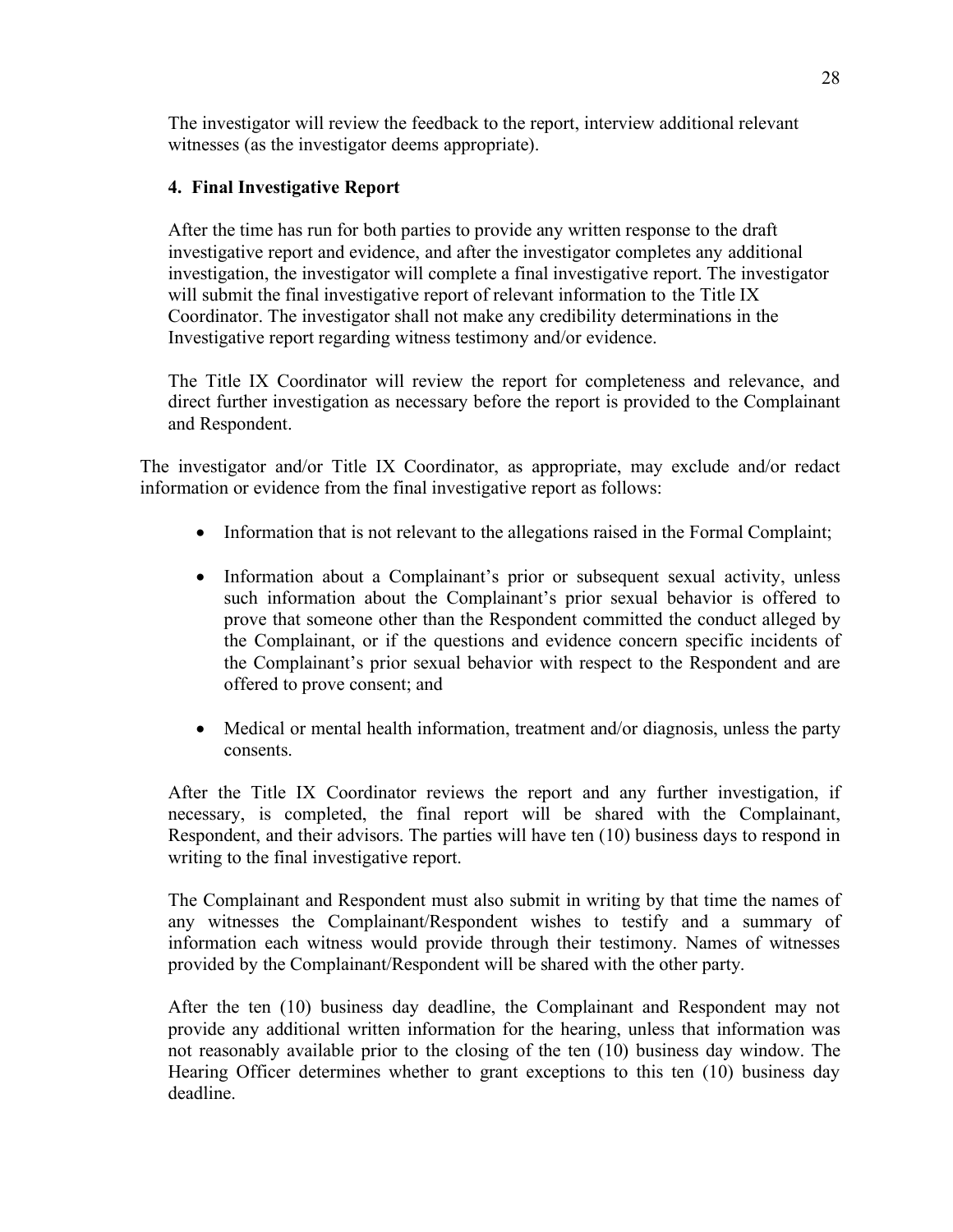The investigator will review the feedback to the report, interview additional relevant witnesses (as the investigator deems appropriate).

**4. Final Investigative Report**

After the time has run for both parties to provide any written response to the draft investigative report and evidence, and after the investigator completes any additional investigation, the investigator will complete a final investigative report. The investigator will submit the final investigative report of relevant information to the Title IX Coordinator. The investigator shall not make any credibility determinations in the Investigative report regarding witness testimony and/or evidence.

The Title IX Coordinator will review the report for completeness and relevance, and direct further investigation as necessary before the report is provided to the Complainant and Respondent.

The investigator and/or Title IX Coordinator, as appropriate, may exclude and/or redact information or evidence from the final investigative report as follows:

- Information that is not relevant to the allegations raised in the Formal Complaint;
- Information about a Complainant's prior or subsequent sexual activity, unless such information about the Complainant's prior sexual behavior is offered to prove that someone other than the Respondent committed the conduct alleged by the Complainant, or if the questions and evidence concern specific incidents of the Complainant's prior sexual behavior with respect to the Respondent and are offered to prove consent; and
- Medical or mental health information, treatment and/or diagnosis, unless the party consents.

After the Title IX Coordinator reviews the report and any further investigation, if necessary, is completed, the final report will be shared with the Complainant, Respondent, and their advisors. The parties will have ten (10) business days to respond in writing to the final investigative report.

The Complainant and Respondent must also submit in writing by that time the names of any witnesses the Complainant/Respondent wishes to testify and a summary of information each witness would provide through their testimony. Names of witnesses provided by the Complainant/Respondent will be shared with the other party.

After the ten (10) business day deadline, the Complainant and Respondent may not provide any additional written information for the hearing, unless that information was not reasonably available prior to the closing of the ten (10) business day window. The Hearing Officer determines whether to grant exceptions to this ten (10) business day deadline.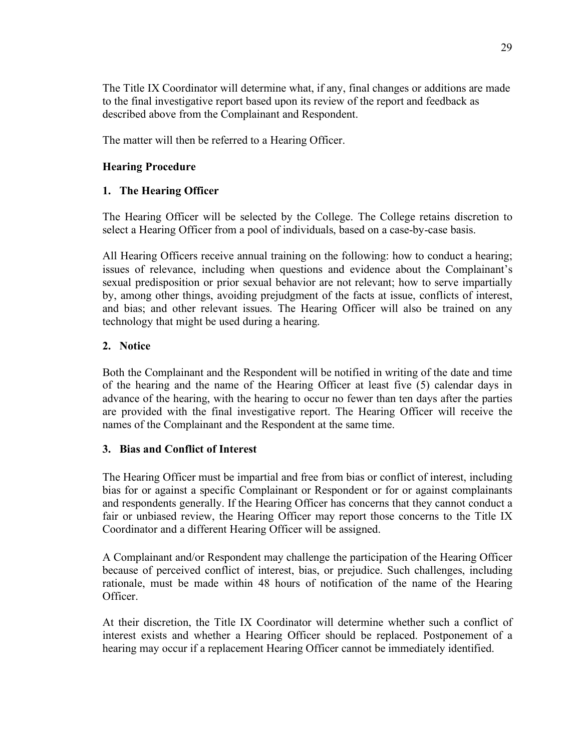The Title IX Coordinator will determine what, if any, final changes or additions are made to the final investigative report based upon its review of the report and feedback as described above from the Complainant and Respondent.

The matter will then be referred to a Hearing Officer.

## Hearing Procedure

### 1. The Hearing Officer

The Hearing Officer will be selected by the College. The College retains discretion to select a Hearing Officer from a pool of individuals, based on a case-by-case basis.

All Hearing Officers receive annual training on the following: how to conduct a hearing; issues of relevance, including when questions and evidence about the Complainant's sexual predisposition or prior sexual behavior are not relevant; how to serve impartially by, among other things, avoiding prejudgment of the facts at issue, conflicts of interest, and bias; and other relevant issues. The Hearing Officer will also be trained on any technology that might be used during a hearing.

### 2. Notice

Both the Complainant and the Respondent will be notified in writing of the date and time of the hearing and the name of the Hearing Officer at least five (5) calendar days in advance of the hearing, with the hearing to occur no fewer than ten days after the parties are provided with the final investigative report. The Hearing Officer will receive the names of the Complainant and the Respondent at the same time.

### 3. Bias and Conflict of Interest

The Hearing Officer must be impartial and free from bias or conflict of interest, including bias for or against a specific Complainant or Respondent or for or against complainants and respondents generally. If the Hearing Officer has concerns that they cannot conduct a fair or unbiased review, the Hearing Officer may report those concerns to the Title IX Coordinator and a different Hearing Officer will be assigned.

A Complainant and/or Respondent may challenge the participation of the Hearing Officer because of perceived conflict of interest, bias, or prejudice. Such challenges, including rationale, must be made within 48 hours of notification of the name of the Hearing Officer.

At their discretion, the Title IX Coordinator will determine whether such a conflict of interest exists and whether a Hearing Officer should be replaced. Postponement of a hearing may occur if a replacement Hearing Officer cannot be immediately identified.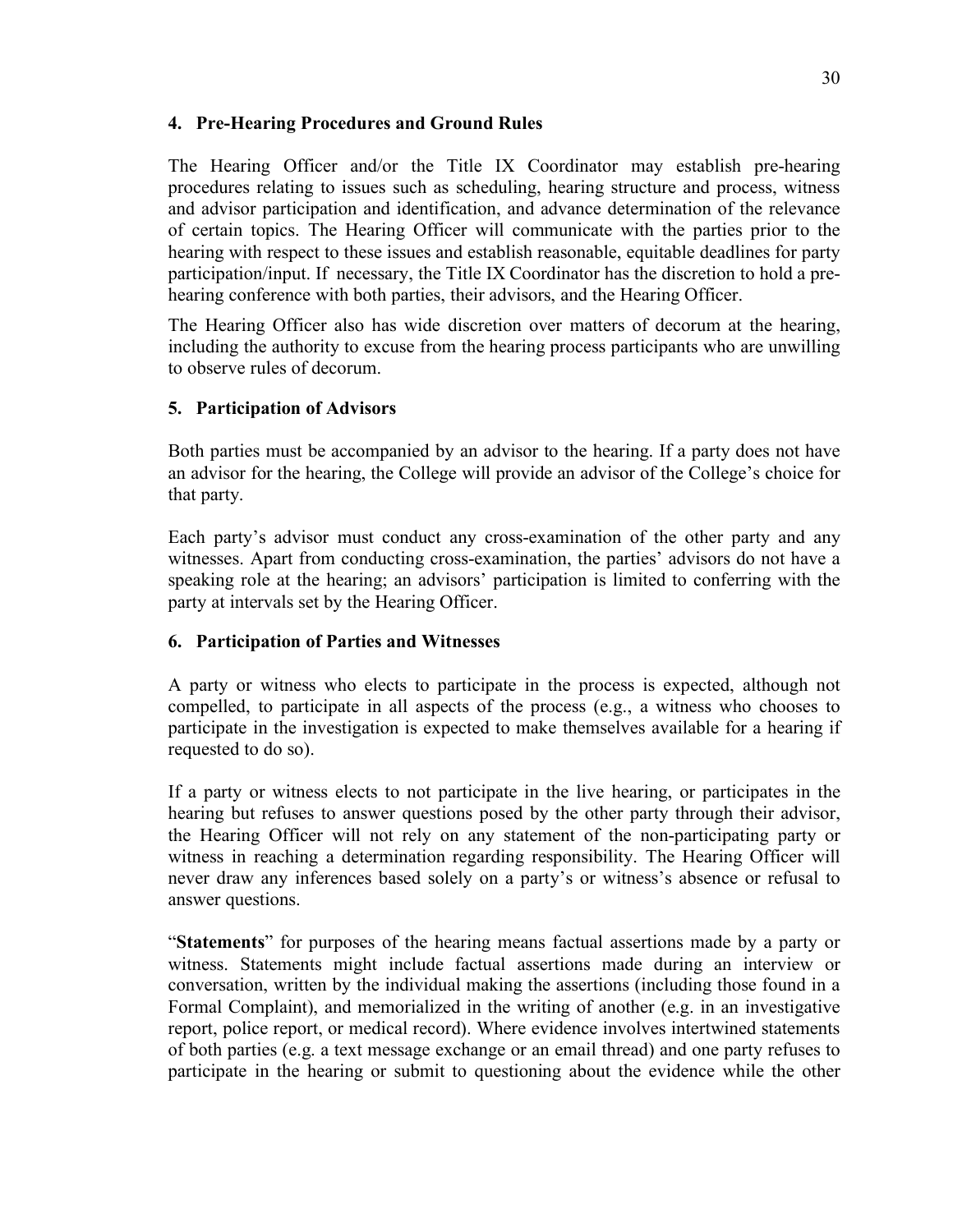### 4. Pre-Hearing Procedures and Ground Rules

The Hearing Officer and/or the Title IX Coordinator may establish pre-hearing procedures relating to issues such as scheduling, hearing structure and process, witness and advisor participation and identification, and advance determination of the relevance of certain topics. The Hearing Officer will communicate with the parties prior to the hearing with respect to these issues and establish reasonable, equitable deadlines for party participation/input. If necessary, the Title IX Coordinator has the discretion to hold a pre-hearing conference with both parties, their advisors, and the Hearing Officer.

The Hearing Officer also has wide discretion over matters of decorum at the hearing, including the authority to excuse from the hearing process participants who are unwilling to observe rules of decorum.

### 5. Participation of Advisors

Both parties must be accompanied by an advisor to the hearing. If a party does not have an advisor for the hearing, the College will provide an advisor of the College's choice for that party.

Each party's advisor must conduct any cross-examination of the other party and any witnesses. Apart from conducting cross-examination, the parties' advisors do not have a speaking role at the hearing; an advisors' participation is limited to conferring with the party at intervals set by the Hearing Officer.

### 6. Participation of Parties and Witnesses

A party or witness who elects to participate in the process is expected, although not compelled, to participate in all aspects of the process (e.g., a witness who chooses to participate in the investigation is expected to make themselves available for a hearing if requested to do so).

If a party or witness elects to not participate in the live hearing, or participates in the hearing but refuses to answer questions posed by the other party through their advisor, the Hearing Officer will not rely on any statement of the non-participating party or witness in reaching a determination regarding responsibility. The Hearing Officer will never draw any inferences based solely on a party's or witness's absence or refusal to answer questions.

"**Statements**" for purposes of the hearing means factual assertions made by a party or witness. Statements might include factual assertions made during an interview or conversation, written by the individual making the assertions (including those found in a Formal Complaint), and memorialized in the writing of another (e.g. in an investigative report, police report, or medical record). Where evidence involves intertwined statements of both parties (e.g. a text message exchange or an email thread) and one party refuses to participate in the hearing or submit to questioning about the evidence while the other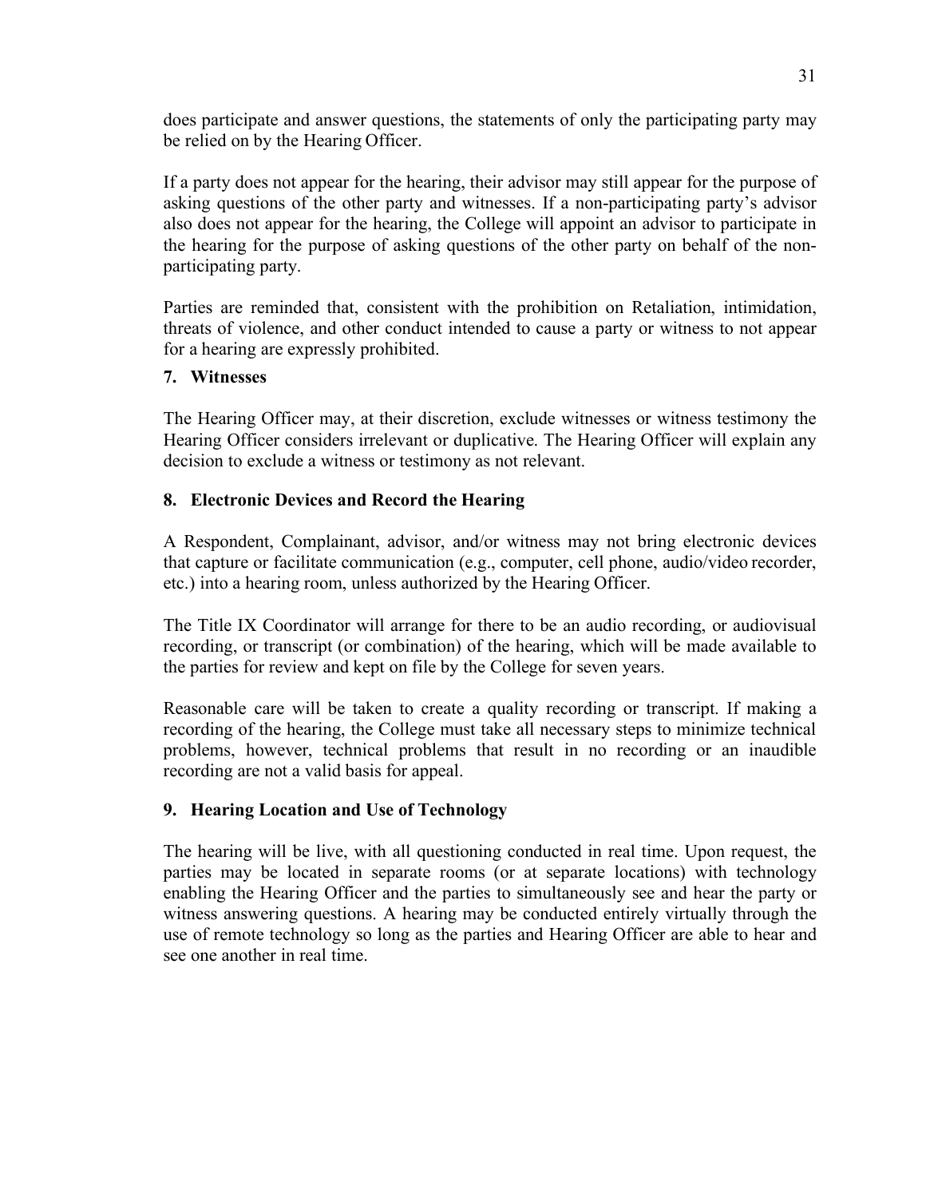does participate and answer questions, the statements of only the participating party may be relied on by the Hearing Officer.

If a party does not appear for the hearing, their advisor may still appear for the purpose of asking questions of the other party and witnesses. If a non-participating party's advisor also does not appear for the hearing, the College will appoint an advisor to participate in the hearing for the purpose of asking questions of the other party on behalf of the non-participating party.

Parties are reminded that, consistent with the prohibition on Retaliation, intimidation, threats of violence, and other conduct intended to cause a party or witness to not appear for a hearing are expressly prohibited.

### 7. Witnesses

The Hearing Officer may, at their discretion, exclude witnesses or witness testimony the Hearing Officer considers irrelevant or duplicative. The Hearing Officer will explain any decision to exclude a witness or testimony as not relevant.

### 8. Electronic Devices and Record the Hearing

A Respondent, Complainant, advisor, and/or witness may not bring electronic devices that capture or facilitate communication (e.g., computer, cell phone, audio/video recorder, etc.) into a hearing room, unless authorized by the Hearing Officer.

The Title IX Coordinator will arrange for there to be an audio recording, or audiovisual recording, or transcript (or combination) of the hearing, which will be made available to the parties for review and kept on file by the College for seven years.

Reasonable care will be taken to create a quality recording or transcript. If making a recording of the hearing, the College must take all necessary steps to minimize technical problems, however, technical problems that result in no recording or an inaudible recording are not a valid basis for appeal.

### 9. Hearing Location and Use of Technology

The hearing will be live, with all questioning conducted in real time. Upon request, the parties may be located in separate rooms (or at separate locations) with technology enabling the Hearing Officer and the parties to simultaneously see and hear the party or witness answering questions. A hearing may be conducted entirely virtually through the use of remote technology so long as the parties and Hearing Officer are able to hear and see one another in real time.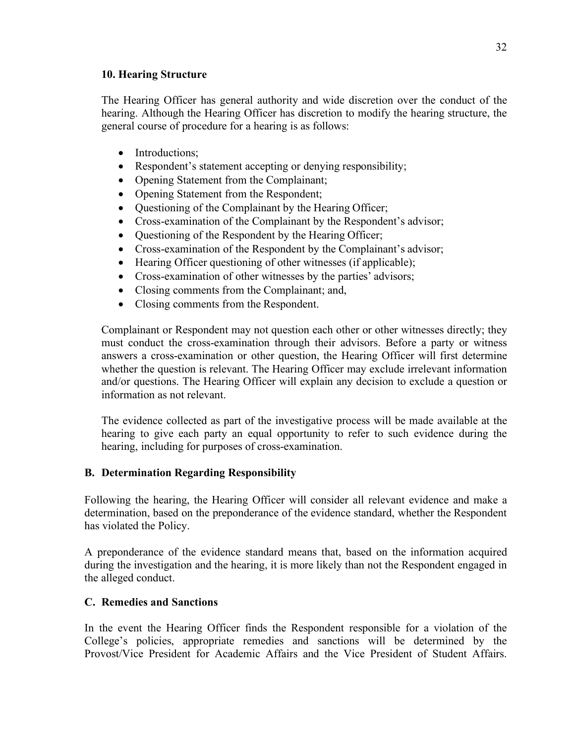#### 10. Hearing Structure

The Hearing Officer has general authority and wide discretion over the conduct of the hearing. Although the Hearing Officer has discretion to modify the hearing structure, the general course of procedure for a hearing is as follows:

- Introductions;
- Respondent's statement accepting or denying responsibility;
- Opening Statement from the Complainant;
- Opening Statement from the Respondent;
- Questioning of the Complainant by the Hearing Officer;
- Cross-examination of the Complainant by the Respondent's advisor;
- Questioning of the Respondent by the Hearing Officer;
- Cross-examination of the Respondent by the Complainant's advisor;
- Hearing Officer questioning of other witnesses (if applicable);
- Cross-examination of other witnesses by the parties' advisors;
- Closing comments from the Complainant; and,
- Closing comments from the Respondent.

Complainant or Respondent may not question each other or other witnesses directly; they must conduct the cross-examination through their advisors. Before a party or witness answers a cross-examination or other question, the Hearing Officer will first determine whether the question is relevant. The Hearing Officer may exclude irrelevant information and/or questions. The Hearing Officer will explain any decision to exclude a question or information as not relevant.

The evidence collected as part of the investigative process will be made available at the hearing to give each party an equal opportunity to refer to such evidence during the hearing, including for purposes of cross-examination.

### B. Determination Regarding Responsibility

Following the hearing, the Hearing Officer will consider all relevant evidence and make a determination, based on the preponderance of the evidence standard, whether the Respondent has violated the Policy.

A preponderance of the evidence standard means that, based on the information acquired during the investigation and the hearing, it is more likely than not the Respondent engaged in the alleged conduct.

### C. Remedies and Sanctions

In the event the Hearing Officer finds the Respondent responsible for a violation of the College's policies, appropriate remedies and sanctions will be determined by the Provost/Vice President for Academic Affairs and the Vice President of Student Affairs.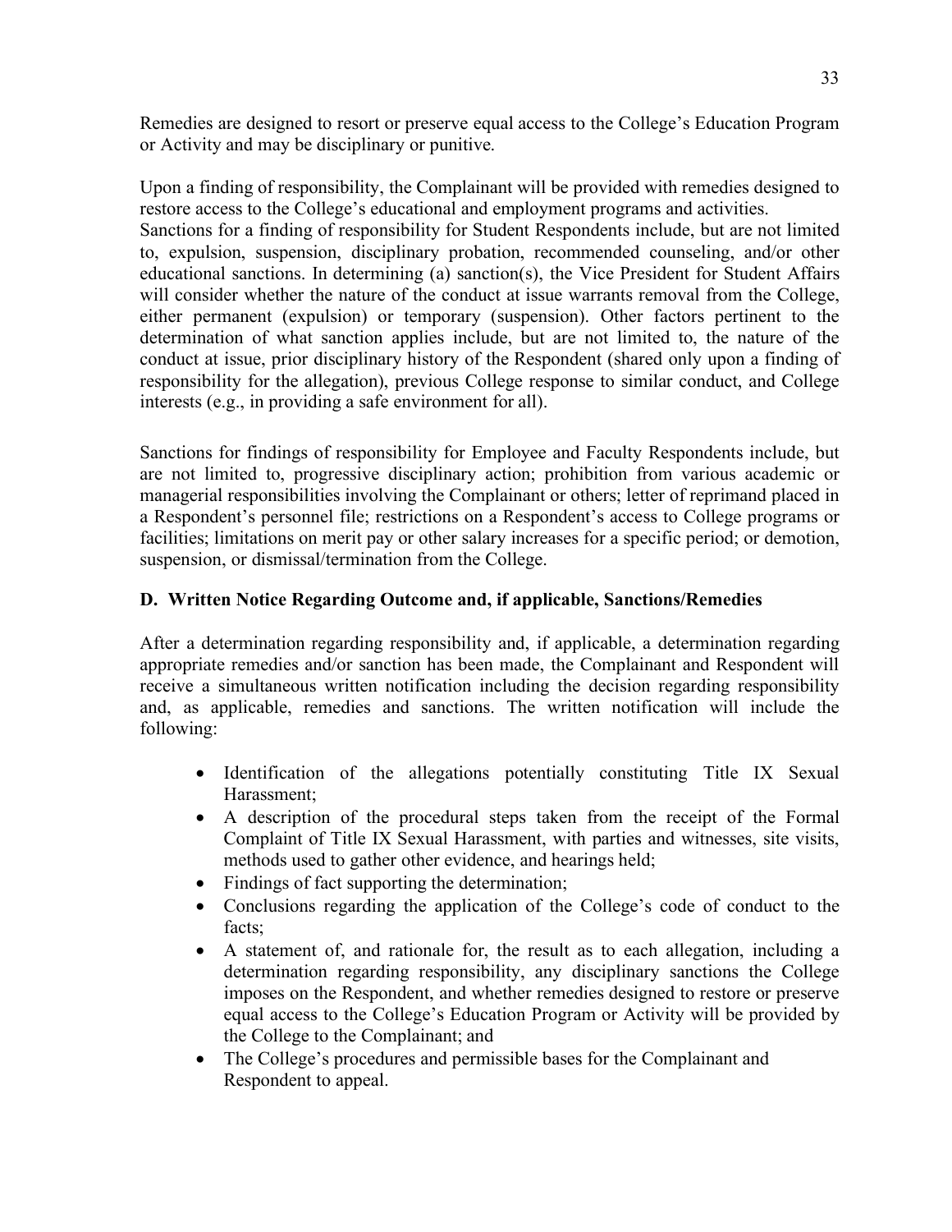Remedies are designed to resort or preserve equal access to the College's Education Program or Activity and may be disciplinary or punitive.

Upon a finding of responsibility, the Complainant will be provided with remedies designed to restore access to the College's educational and employment programs and activities.
Sanctions for a finding of responsibility for Student Respondents include, but are not limited to, expulsion, suspension, disciplinary probation, recommended counseling, and/or other educational sanctions. In determining (a) sanction(s), the Vice President for Student Affairs will consider whether the nature of the conduct at issue warrants removal from the College, either permanent (expulsion) or temporary (suspension). Other factors pertinent to the determination of what sanction applies include, but are not limited to, the nature of the conduct at issue, prior disciplinary history of the Respondent (shared only upon a finding of responsibility for the allegation), previous College response to similar conduct, and College interests (e.g., in providing a safe environment for all).

Sanctions for findings of responsibility for Employee and Faculty Respondents include, but are not limited to, progressive disciplinary action; prohibition from various academic or managerial responsibilities involving the Complainant or others; letter of reprimand placed in a Respondent's personnel file; restrictions on a Respondent's access to College programs or facilities; limitations on merit pay or other salary increases for a specific period; or demotion, suspension, or dismissal/termination from the College.

**D. Written Notice Regarding Outcome and, if applicable, Sanctions/Remedies**

After a determination regarding responsibility and, if applicable, a determination regarding appropriate remedies and/or sanction has been made, the Complainant and Respondent will receive a simultaneous written notification including the decision regarding responsibility and, as applicable, remedies and sanctions. The written notification will include the following:

- Identification of the allegations potentially constituting Title IX Sexual Harassment;
- A description of the procedural steps taken from the receipt of the Formal Complaint of Title IX Sexual Harassment, with parties and witnesses, site visits, methods used to gather other evidence, and hearings held;
- Findings of fact supporting the determination;
- Conclusions regarding the application of the College's code of conduct to the facts;
- A statement of, and rationale for, the result as to each allegation, including a determination regarding responsibility, any disciplinary sanctions the College imposes on the Respondent, and whether remedies designed to restore or preserve equal access to the College's Education Program or Activity will be provided by the College to the Complainant; and
- The College's procedures and permissible bases for the Complainant and Respondent to appeal.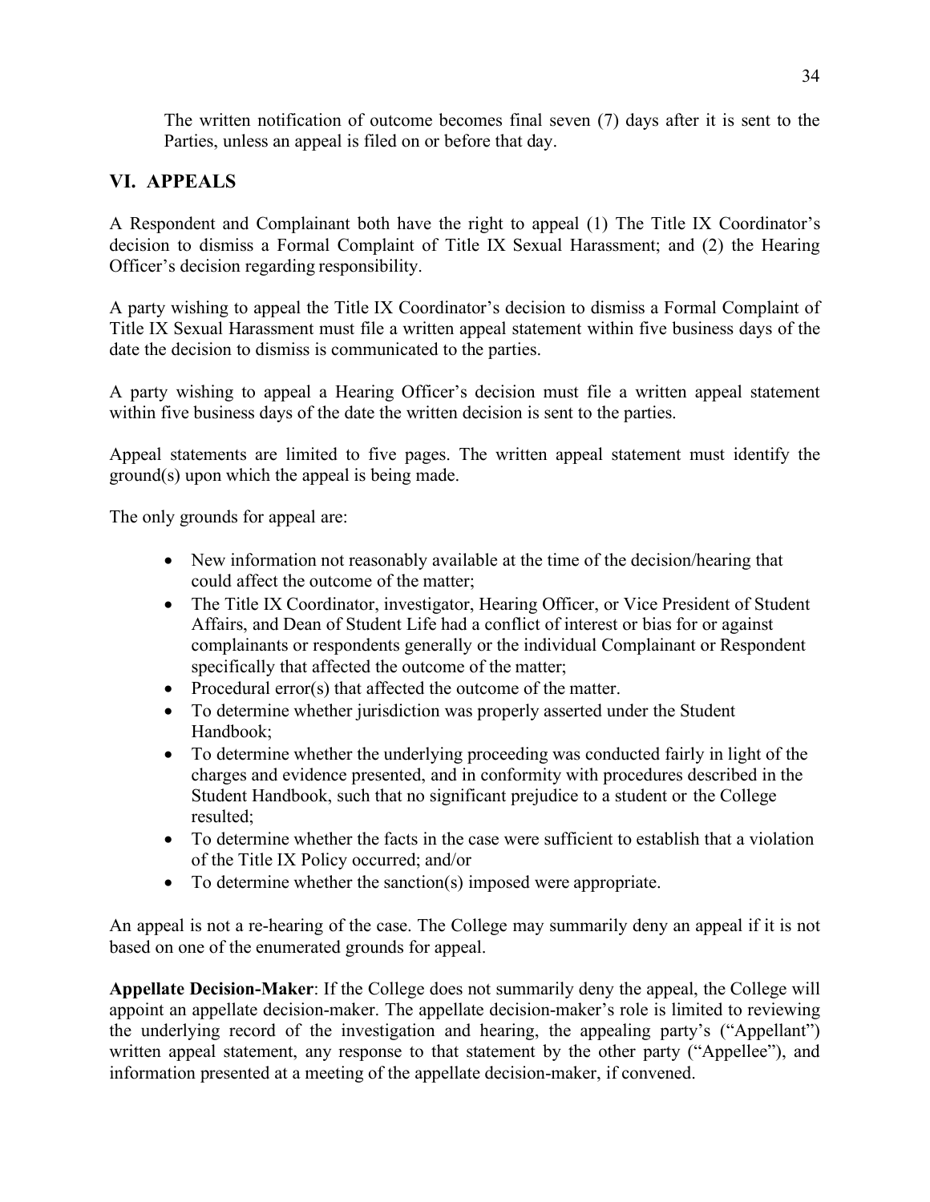The written notification of outcome becomes final seven (7) days after it is sent to the Parties, unless an appeal is filed on or before that day.

## VI. APPEALS

A Respondent and Complainant both have the right to appeal (1) The Title IX Coordinator's decision to dismiss a Formal Complaint of Title IX Sexual Harassment; and (2) the Hearing Officer's decision regarding responsibility.

A party wishing to appeal the Title IX Coordinator's decision to dismiss a Formal Complaint of Title IX Sexual Harassment must file a written appeal statement within five business days of the date the decision to dismiss is communicated to the parties.

A party wishing to appeal a Hearing Officer's decision must file a written appeal statement within five business days of the date the written decision is sent to the parties.

Appeal statements are limited to five pages. The written appeal statement must identify the ground(s) upon which the appeal is being made.

The only grounds for appeal are:

- New information not reasonably available at the time of the decision/hearing that could affect the outcome of the matter;
- The Title IX Coordinator, investigator, Hearing Officer, or Vice President of Student Affairs, and Dean of Student Life had a conflict of interest or bias for or against complainants or respondents generally or the individual Complainant or Respondent specifically that affected the outcome of the matter;
- Procedural error(s) that affected the outcome of the matter.
- To determine whether jurisdiction was properly asserted under the Student Handbook;
- To determine whether the underlying proceeding was conducted fairly in light of the charges and evidence presented, and in conformity with procedures described in the Student Handbook, such that no significant prejudice to a student or the College resulted;
- To determine whether the facts in the case were sufficient to establish that a violation of the Title IX Policy occurred; and/or
- To determine whether the sanction(s) imposed were appropriate.

An appeal is not a re-hearing of the case. The College may summarily deny an appeal if it is not based on one of the enumerated grounds for appeal.

**Appellate Decision-Maker**: If the College does not summarily deny the appeal, the College will appoint an appellate decision-maker. The appellate decision-maker's role is limited to reviewing the underlying record of the investigation and hearing, the appealing party's ("Appellant") written appeal statement, any response to that statement by the other party ("Appellee"), and information presented at a meeting of the appellate decision-maker, if convened.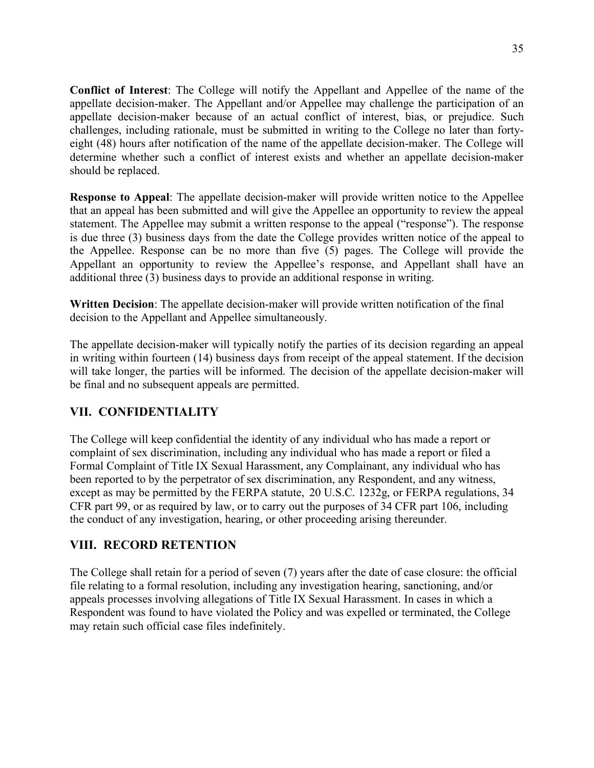**Conflict of Interest**: The College will notify the Appellant and Appellee of the name of the appellate decision-maker. The Appellant and/or Appellee may challenge the participation of an appellate decision-maker because of an actual conflict of interest, bias, or prejudice. Such challenges, including rationale, must be submitted in writing to the College no later than forty-eight (48) hours after notification of the name of the appellate decision-maker. The College will determine whether such a conflict of interest exists and whether an appellate decision-maker should be replaced.

**Response to Appeal**: The appellate decision-maker will provide written notice to the Appellee that an appeal has been submitted and will give the Appellee an opportunity to review the appeal statement. The Appellee may submit a written response to the appeal ("response"). The response is due three (3) business days from the date the College provides written notice of the appeal to the Appellee. Response can be no more than five (5) pages. The College will provide the Appellant an opportunity to review the Appellee's response, and Appellant shall have an additional three (3) business days to provide an additional response in writing.

**Written Decision**: The appellate decision-maker will provide written notification of the final decision to the Appellant and Appellee simultaneously.

The appellate decision-maker will typically notify the parties of its decision regarding an appeal in writing within fourteen (14) business days from receipt of the appeal statement. If the decision will take longer, the parties will be informed. The decision of the appellate decision-maker will be final and no subsequent appeals are permitted.

## VII. CONFIDENTIALITY

The College will keep confidential the identity of any individual who has made a report or complaint of sex discrimination, including any individual who has made a report or filed a Formal Complaint of Title IX Sexual Harassment, any Complainant, any individual who has been reported to by the perpetrator of sex discrimination, any Respondent, and any witness, except as may be permitted by the FERPA statute, 20 U.S.C. 1232g, or FERPA regulations, 34 CFR part 99, or as required by law, or to carry out the purposes of 34 CFR part 106, including the conduct of any investigation, hearing, or other proceeding arising thereunder.

## VIII. RECORD RETENTION

The College shall retain for a period of seven (7) years after the date of case closure: the official file relating to a formal resolution, including any investigation hearing, sanctioning, and/or appeals processes involving allegations of Title IX Sexual Harassment. In cases in which a Respondent was found to have violated the Policy and was expelled or terminated, the College may retain such official case files indefinitely.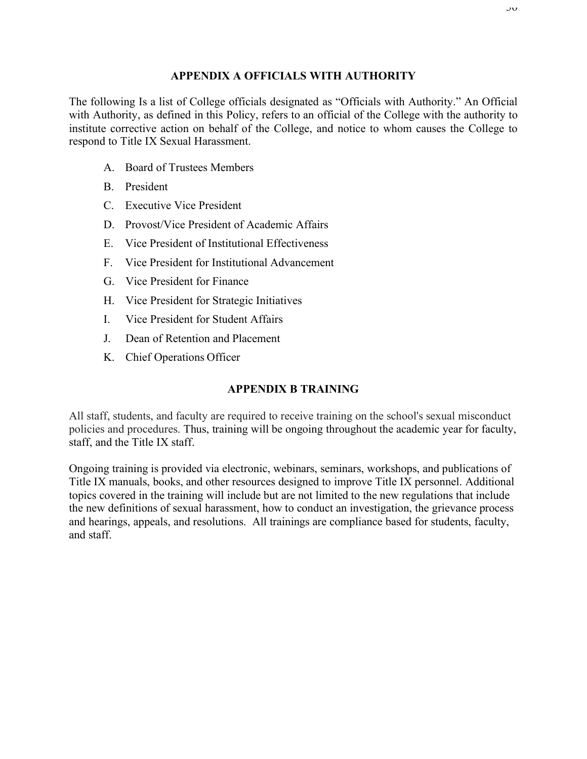## APPENDIX A OFFICIALS WITH AUTHORITY

The following Is a list of College officials designated as "Officials with Authority." An Official with Authority, as defined in this Policy, refers to an official of the College with the authority to institute corrective action on behalf of the College, and notice to whom causes the College to respond to Title IX Sexual Harassment.

A. Board of Trustees Members
B. President
C. Executive Vice President
D. Provost/Vice President of Academic Affairs
E. Vice President of Institutional Effectiveness
F. Vice President for Institutional Advancement
G. Vice President for Finance
H. Vice President for Strategic Initiatives
I. Vice President for Student Affairs
J. Dean of Retention and Placement
K. Chief Operations Officer

## APPENDIX B TRAINING

All staff, students, and faculty are required to receive training on the school's sexual misconduct policies and procedures. Thus, training will be ongoing throughout the academic year for faculty, staff, and the Title IX staff.

Ongoing training is provided via electronic, webinars, seminars, workshops, and publications of Title IX manuals, books, and other resources designed to improve Title IX personnel. Additional topics covered in the training will include but are not limited to the new regulations that include the new definitions of sexual harassment, how to conduct an investigation, the grievance process and hearings, appeals, and resolutions. All trainings are compliance based for students, faculty, and staff.